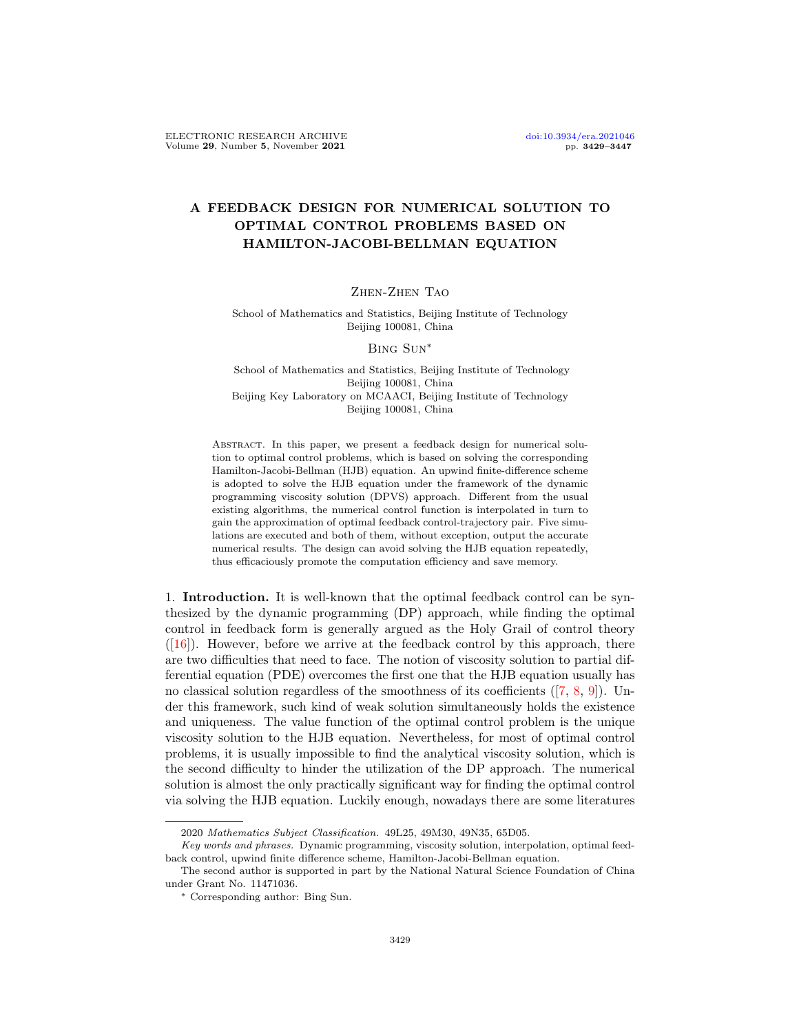# A FEEDBACK DESIGN FOR NUMERICAL SOLUTION TO OPTIMAL CONTROL PROBLEMS BASED ON HAMILTON-JACOBI-BELLMAN EQUATION

Zhen-Zhen Tao

School of Mathematics and Statistics, Beijing Institute of Technology
Beijing 100081, China

Bing Sun*

School of Mathematics and Statistics, Beijing Institute of Technology
Beijing 100081, China
Beijing Key Laboratory on MCAACI, Beijing Institute of Technology
Beijing 100081, China

Abstract. In this paper, we present a feedback design for numerical solution to optimal control problems, which is based on solving the corresponding Hamilton-Jacobi-Bellman (HJB) equation. An upwind finite-difference scheme is adopted to solve the HJB equation under the framework of the dynamic programming viscosity solution (DPVS) approach. Different from the usual existing algorithms, the numerical control function is interpolated in turn to gain the approximation of optimal feedback control-trajectory pair. Five simulations are executed and both of them, without exception, output the accurate numerical results. The design can avoid solving the HJB equation repeatedly, thus efficaciously promote the computation efficiency and save memory.

1. **Introduction.** It is well-known that the optimal feedback control can be synthesized by the dynamic programming (DP) approach, while finding the optimal control in feedback form is generally argued as the Holy Grail of control theory ([16]). However, before we arrive at the feedback control by this approach, there are two difficulties that need to face. The notion of viscosity solution to partial differential equation (PDE) overcomes the first one that the HJB equation usually has no classical solution regardless of the smoothness of its coefficients ([7, 8, 9]). Under this framework, such kind of weak solution simultaneously holds the existence and uniqueness. The value function of the optimal control problem is the unique viscosity solution to the HJB equation. Nevertheless, for most of optimal control problems, it is usually impossible to find the analytical viscosity solution, which is the second difficulty to hinder the utilization of the DP approach. The numerical solution is almost the only practically significant way for finding the optimal control via solving the HJB equation. Luckily enough, nowadays there are some literatures

---

2020 *Mathematics Subject Classification.* 49L25, 49M30, 49N35, 65D05.

*Key words and phrases.* Dynamic programming, viscosity solution, interpolation, optimal feedback control, upwind finite difference scheme, Hamilton-Jacobi-Bellman equation.

The second author is supported in part by the National Natural Science Foundation of China under Grant No. 11471036.

* Corresponding author: Bing Sun.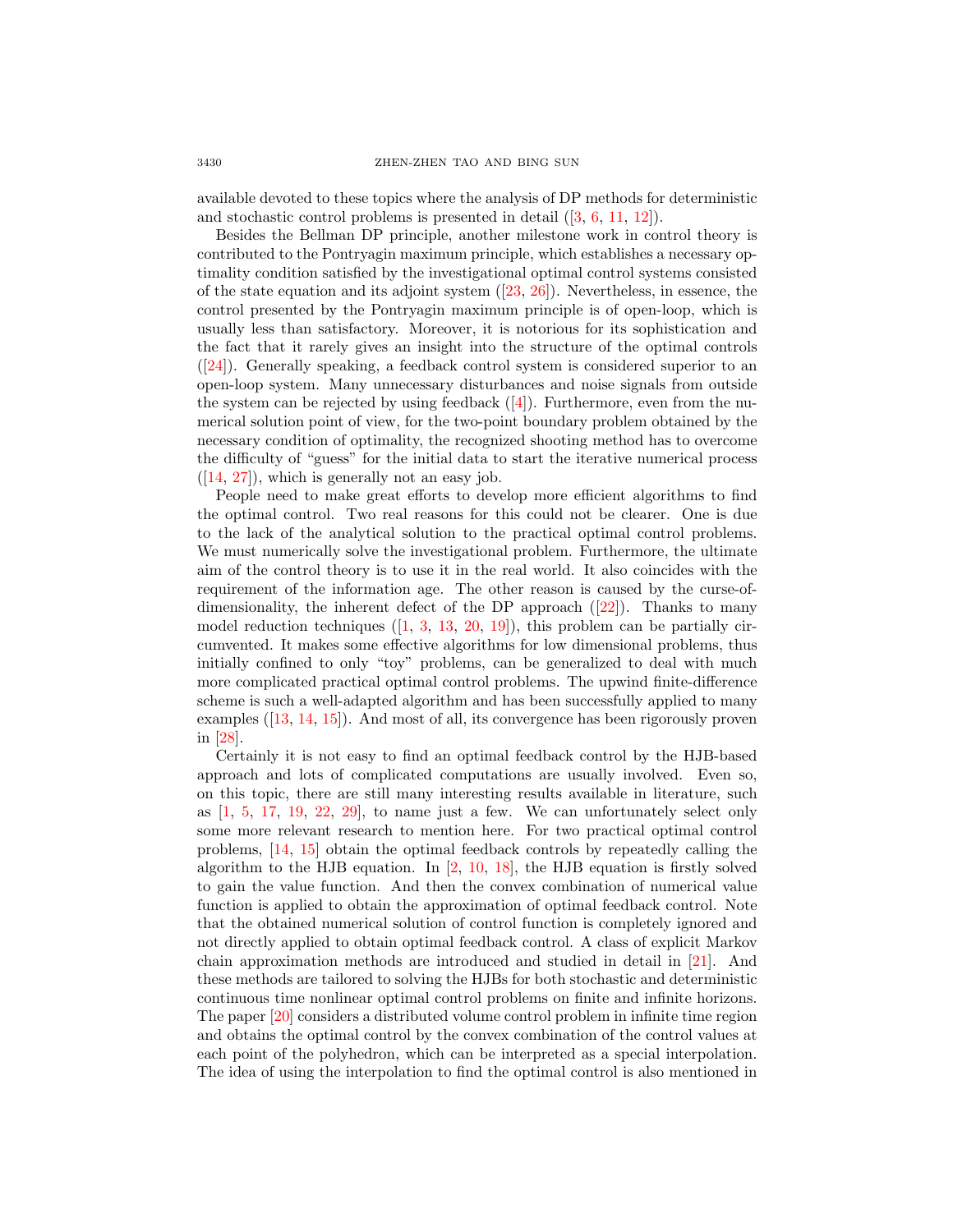available devoted to these topics where the analysis of DP methods for deterministic and stochastic control problems is presented in detail ([3, 6, 11, 12]).

Besides the Bellman DP principle, another milestone work in control theory is contributed to the Pontryagin maximum principle, which establishes a necessary optimality condition satisfied by the investigational optimal control systems consisted of the state equation and its adjoint system ([23, 26]). Nevertheless, in essence, the control presented by the Pontryagin maximum principle is of open-loop, which is usually less than satisfactory. Moreover, it is notorious for its sophistication and the fact that it rarely gives an insight into the structure of the optimal controls ([24]). Generally speaking, a feedback control system is considered superior to an open-loop system. Many unnecessary disturbances and noise signals from outside the system can be rejected by using feedback ([4]). Furthermore, even from the numerical solution point of view, for the two-point boundary problem obtained by the necessary condition of optimality, the recognized shooting method has to overcome the difficulty of "guess" for the initial data to start the iterative numerical process ([14, 27]), which is generally not an easy job.

People need to make great efforts to develop more efficient algorithms to find the optimal control. Two real reasons for this could not be clearer. One is due to the lack of the analytical solution to the practical optimal control problems. We must numerically solve the investigational problem. Furthermore, the ultimate aim of the control theory is to use it in the real world. It also coincides with the requirement of the information age. The other reason is caused by the curse-of-dimensionality, the inherent defect of the DP approach ([22]). Thanks to many model reduction techniques ([1, 3, 13, 20, 19]), this problem can be partially circumvented. It makes some effective algorithms for low dimensional problems, thus initially confined to only "toy" problems, can be generalized to deal with much more complicated practical optimal control problems. The upwind finite-difference scheme is such a well-adapted algorithm and has been successfully applied to many examples ([13, 14, 15]). And most of all, its convergence has been rigorously proven in [28].

Certainly it is not easy to find an optimal feedback control by the HJB-based approach and lots of complicated computations are usually involved. Even so, on this topic, there are still many interesting results available in literature, such as [1, 5, 17, 19, 22, 29], to name just a few. We can unfortunately select only some more relevant research to mention here. For two practical optimal control problems, [14, 15] obtain the optimal feedback controls by repeatedly calling the algorithm to the HJB equation. In [2, 10, 18], the HJB equation is firstly solved to gain the value function. And then the convex combination of numerical value function is applied to obtain the approximation of optimal feedback control. Note that the obtained numerical solution of control function is completely ignored and not directly applied to obtain optimal feedback control. A class of explicit Markov chain approximation methods are introduced and studied in detail in [21]. And these methods are tailored to solving the HJBs for both stochastic and deterministic continuous time nonlinear optimal control problems on finite and infinite horizons. The paper [20] considers a distributed volume control problem in infinite time region and obtains the optimal control by the convex combination of the control values at each point of the polyhedron, which can be interpreted as a special interpolation. The idea of using the interpolation to find the optimal control is also mentioned in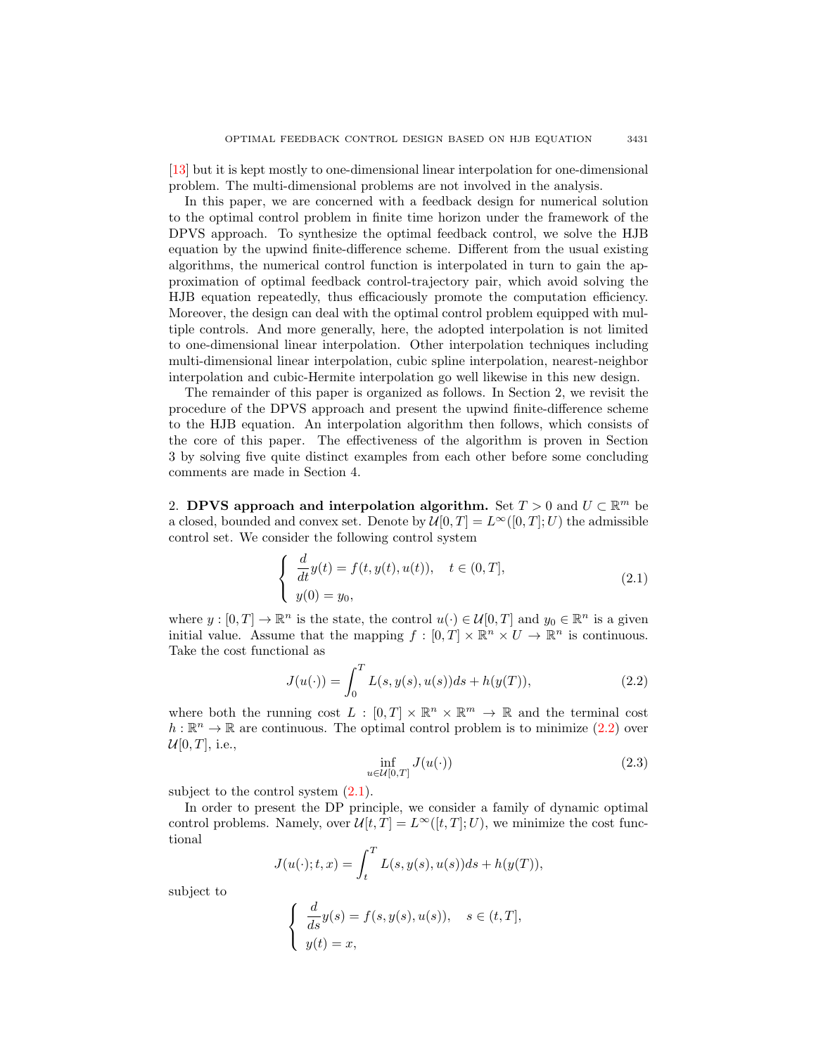[13] but it is kept mostly to one-dimensional linear interpolation for one-dimensional problem. The multi-dimensional problems are not involved in the analysis.

In this paper, we are concerned with a feedback design for numerical solution to the optimal control problem in finite time horizon under the framework of the DPVS approach. To synthesize the optimal feedback control, we solve the HJB equation by the upwind finite-difference scheme. Different from the usual existing algorithms, the numerical control function is interpolated in turn to gain the approximation of optimal feedback control-trajectory pair, which avoid solving the HJB equation repeatedly, thus efficaciously promote the computation efficiency. Moreover, the design can deal with the optimal control problem equipped with multiple controls. And more generally, here, the adopted interpolation is not limited to one-dimensional linear interpolation. Other interpolation techniques including multi-dimensional linear interpolation, cubic spline interpolation, nearest-neighbor interpolation and cubic-Hermite interpolation go well likewise in this new design.

The remainder of this paper is organized as follows. In Section 2, we revisit the procedure of the DPVS approach and present the upwind finite-difference scheme to the HJB equation. An interpolation algorithm then follows, which consists of the core of this paper. The effectiveness of the algorithm is proven in Section 3 by solving five quite distinct examples from each other before some concluding comments are made in Section 4.

## 2. DPVS approach and interpolation algorithm.

Set $T > 0$ and $U \subset \mathbb{R}^m$ be a closed, bounded and convex set. Denote by $\mathcal{U}[0,T] = L^\infty([0,T];U)$ the admissible control set. We consider the following control system

$$
\begin{cases} \dfrac{d}{dt}y(t) = f(t, y(t), u(t)), \quad t \in (0,T], \\ y(0) = y_0, \end{cases} \tag{2.1}
$$

where $y : [0,T] \to \mathbb{R}^n$ is the state, the control $u(\cdot) \in \mathcal{U}[0,T]$ and $y_0 \in \mathbb{R}^n$ is a given initial value. Assume that the mapping $f : [0,T] \times \mathbb{R}^n \times U \to \mathbb{R}^n$ is continuous. Take the cost functional as

$$
J(u(\cdot)) = \int_0^T L(s, y(s), u(s))ds + h(y(T)), \tag{2.2}
$$

where both the running cost $L : [0,T] \times \mathbb{R}^n \times \mathbb{R}^m \to \mathbb{R}$ and the terminal cost $h : \mathbb{R}^n \to \mathbb{R}$ are continuous. The optimal control problem is to minimize (2.2) over $\mathcal{U}[0,T]$, i.e.,

$$
\inf_{u \in \mathcal{U}[0,T]} J(u(\cdot)) \tag{2.3}
$$

subject to the control system (2.1).

In order to present the DP principle, we consider a family of dynamic optimal control problems. Namely, over $\mathcal{U}[t,T] = L^\infty([t,T];U)$, we minimize the cost functional

$$
J(u(\cdot);t,x) = \int_t^T L(s, y(s), u(s))ds + h(y(T)),
$$

subject to

$$
\begin{cases} \dfrac{d}{ds}y(s) = f(s, y(s), u(s)), \quad s \in (t,T], \\ y(t) = x, \end{cases}
$$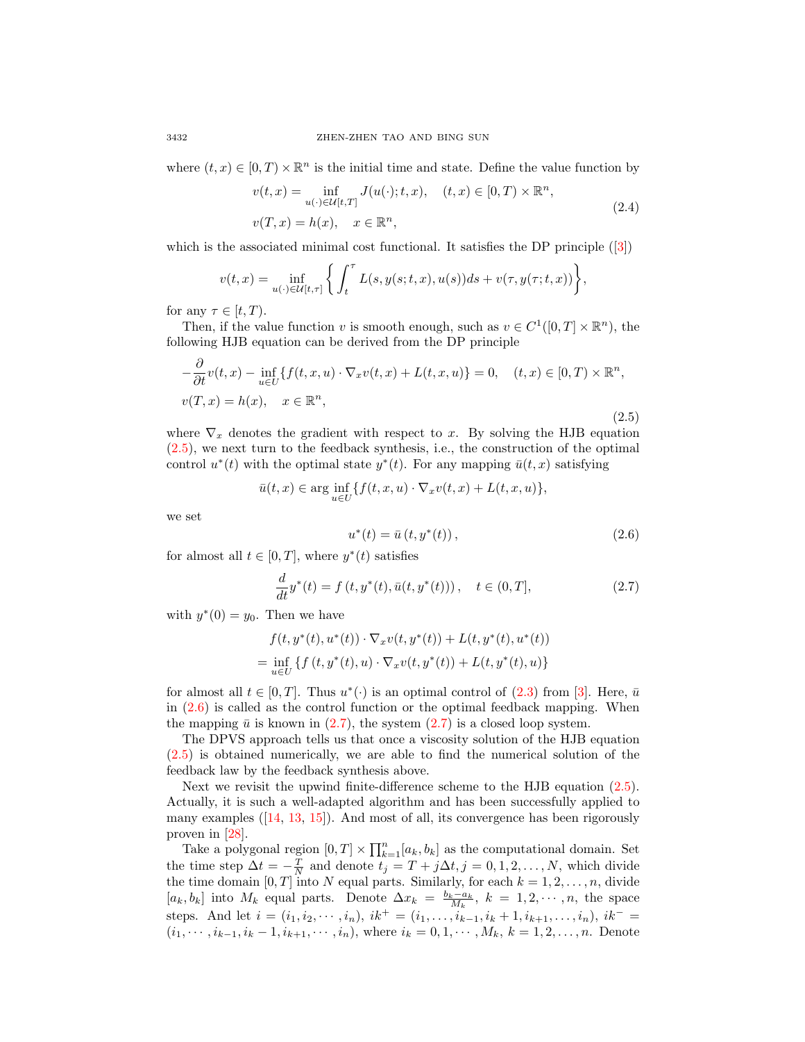where $(t, x) \in [0, T) \times \mathbb{R}^n$ is the initial time and state. Define the value function by

$$
\begin{aligned}
&v(t,x) = \inf_{u(\cdot)\in\mathcal{U}[t,T]} J(u(\cdot);t,x), \quad (t,x) \in [0,T) \times \mathbb{R}^n, \\
&v(T,x) = h(x), \quad x \in \mathbb{R}^n,
\end{aligned} \tag{2.4}
$$

which is the associated minimal cost functional. It satisfies the DP principle ([3])

$$
v(t,x) = \inf_{u(\cdot)\in\mathcal{U}[t,\tau]} \left\{ \int_t^\tau L(s, y(s;t,x), u(s)) ds + v(\tau, y(\tau;t,x)) \right\},
$$

for any $\tau \in [t, T)$.

Then, if the value function $v$ is smooth enough, such as $v \in C^1([0,T] \times \mathbb{R}^n)$, the following HJB equation can be derived from the DP principle

$$
\begin{aligned}
&-\frac{\partial}{\partial t} v(t,x) - \inf_{u\in U}\{f(t,x,u)\cdot\nabla_x v(t,x) + L(t,x,u)\} = 0, \quad (t,x) \in [0,T) \times \mathbb{R}^n, \\
&v(T,x) = h(x), \quad x \in \mathbb{R}^n,
\end{aligned} \tag{2.5}
$$

where $\nabla_x$ denotes the gradient with respect to $x$. By solving the HJB equation (2.5), we next turn to the feedback synthesis, i.e., the construction of the optimal control $u^*(t)$ with the optimal state $y^*(t)$. For any mapping $\bar{u}(t,x)$ satisfying

$$
\bar{u}(t,x) \in \arg\inf_{u\in U}\{f(t,x,u)\cdot\nabla_x v(t,x) + L(t,x,u)\},
$$

we set

$$
u^*(t) = \bar{u}(t, y^*(t)), \tag{2.6}
$$

for almost all $t \in [0,T]$, where $y^*(t)$ satisfies

$$
\frac{d}{dt} y^*(t) = f(t, y^*(t), \bar{u}(t, y^*(t))), \quad t \in (0,T], \tag{2.7}
$$

with $y^*(0) = y_0$. Then we have

$$
\begin{aligned}
&f(t, y^*(t), u^*(t)) \cdot \nabla_x v(t, y^*(t)) + L(t, y^*(t), u^*(t)) \\
= &\inf_{u\in U}\{f(t, y^*(t), u)\cdot\nabla_x v(t, y^*(t)) + L(t, y^*(t), u)\}
\end{aligned}
$$

for almost all $t \in [0,T]$. Thus $u^*(\cdot)$ is an optimal control of (2.3) from [3]. Here, $\bar{u}$ in (2.6) is called as the control function or the optimal feedback mapping. When the mapping $\bar{u}$ is known in (2.7), the system (2.7) is a closed loop system.

The DPVS approach tells us that once a viscosity solution of the HJB equation (2.5) is obtained numerically, we are able to find the numerical solution of the feedback law by the feedback synthesis above.

Next we revisit the upwind finite-difference scheme to the HJB equation (2.5). Actually, it is such a well-adapted algorithm and has been successfully applied to many examples ([14, 13, 15]). And most of all, its convergence has been rigorously proven in [28].

Take a polygonal region $[0,T] \times \prod_{k=1}^n [a_k, b_k]$ as the computational domain. Set the time step $\Delta t = -\frac{T}{N}$ and denote $t_j = T + j\Delta t, j = 0, 1, 2, \ldots, N$, which divide the time domain $[0,T]$ into $N$ equal parts. Similarly, for each $k = 1, 2, \ldots, n$, divide $[a_k, b_k]$ into $M_k$ equal parts. Denote $\Delta x_k = \frac{b_k - a_k}{M_k}$, $k = 1, 2, \cdots, n$, the space steps. And let $i = (i_1, i_2, \cdots, i_n)$, $ik^+ = (i_1, \ldots, i_{k-1}, i_k + 1, i_{k+1}, \ldots, i_n)$, $ik^- = (i_1, \cdots, i_{k-1}, i_k - 1, i_{k+1}, \cdots, i_n)$, where $i_k = 0, 1, \cdots, M_k$, $k = 1, 2, \ldots, n$. Denote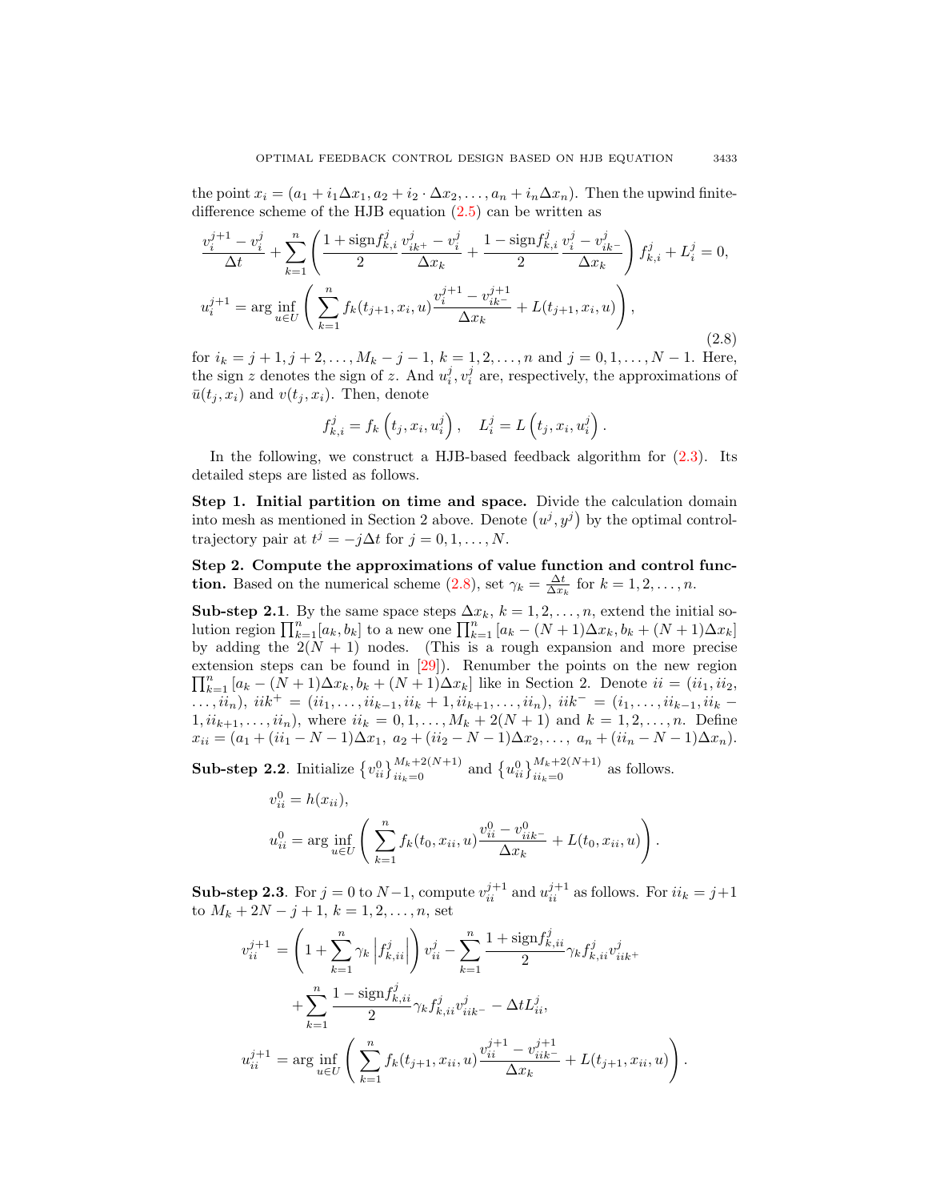the point $x_i = (a_1 + i_1\Delta x_1, a_2 + i_2 \cdot \Delta x_2, \ldots, a_n + i_n \Delta x_n)$. Then the upwind finite-difference scheme of the HJB equation (2.5) can be written as

$$
\begin{aligned}
&\frac{v_i^{j+1} - v_i^j}{\Delta t} + \sum_{k=1}^{n} \left( \frac{1 + \text{sign} f_{k,i}^j}{2} \frac{v_{ik^+}^j - v_i^j}{\Delta x_k} + \frac{1 - \text{sign} f_{k,i}^j}{2} \frac{v_i^j - v_{ik^-}^j}{\Delta x_k} \right) f_{k,i}^j + L_i^j = 0, \\
&u_i^{j+1} = \arg \inf_{u \in U} \left( \sum_{k=1}^{n} f_k(t_{j+1}, x_i, u) \frac{v_i^{j+1} - v_{ik^-}^{j+1}}{\Delta x_k} + L(t_{j+1}, x_i, u) \right),
\end{aligned}
\tag{2.8}
$$

for $i_k = j+1, j+2, \ldots, M_k - j - 1$, $k = 1, 2, \ldots, n$ and $j = 0, 1, \ldots, N-1$. Here, the sign $z$ denotes the sign of $z$. And $u_i^j, v_i^j$ are, respectively, the approximations of $\bar{u}(t_j, x_i)$ and $v(t_j, x_i)$. Then, denote

$$
f_{k,i}^j = f_k\left(t_j, x_i, u_i^j\right), \quad L_i^j = L\left(t_j, x_i, u_i^j\right).
$$

In the following, we construct a HJB-based feedback algorithm for (2.3). Its detailed steps are listed as follows.

**Step 1. Initial partition on time and space.** Divide the calculation domain into mesh as mentioned in Section 2 above. Denote $\left(u^j, y^j\right)$ by the optimal control-trajectory pair at $t^j = -j\Delta t$ for $j = 0, 1, \ldots, N$.

**Step 2. Compute the approximations of value function and control function.** Based on the numerical scheme (2.8), set $\gamma_k = \frac{\Delta t}{\Delta x_k}$ for $k = 1, 2, \ldots, n$.

**Sub-step 2.1**. By the same space steps $\Delta x_k$, $k = 1, 2, \ldots, n$, extend the initial solution region $\prod_{k=1}^n [a_k, b_k]$ to a new one $\prod_{k=1}^n \left[a_k - (N+1)\Delta x_k, b_k + (N+1)\Delta x_k\right]$ by adding the $2(N+1)$ nodes. (This is a rough expansion and more precise extension steps can be found in [29]). Renumber the points on the new region $\prod_{k=1}^n \left[a_k - (N+1)\Delta x_k, b_k + (N+1)\Delta x_k\right]$ like in Section 2. Denote $ii = (ii_1, ii_2, \ldots, ii_n)$, $iik^+ = (ii_1, \ldots, ii_{k-1}, ii_k + 1, ii_{k+1}, \ldots, ii_n)$, $iik^- = (i_1, \ldots, ii_{k-1}, ii_k - 1, ii_{k+1}, \ldots, ii_n)$, where $ii_k = 0, 1, \ldots, M_k + 2(N+1)$ and $k = 1, 2, \ldots, n$. Define $x_{ii} = (a_1 + (ii_1 - N - 1)\Delta x_1,\ a_2 + (ii_2 - N - 1)\Delta x_2, \ldots,\ a_n + (ii_n - N - 1)\Delta x_n)$.

**Sub-step 2.2**. Initialize $\left\{v_{ii}^0\right\}_{ii_k=0}^{M_k+2(N+1)}$ and $\left\{u_{ii}^0\right\}_{ii_k=0}^{M_k+2(N+1)}$ as follows.

$$
\begin{aligned}
v_{ii}^0 &= h(x_{ii}), \\
u_{ii}^0 &= \arg \inf_{u \in U} \left( \sum_{k=1}^{n} f_k(t_0, x_{ii}, u) \frac{v_{ii}^0 - v_{iik^-}^0}{\Delta x_k} + L(t_0, x_{ii}, u) \right).
\end{aligned}
$$

**Sub-step 2.3**. For $j = 0$ to $N-1$, compute $v_{ii}^{j+1}$ and $u_{ii}^{j+1}$ as follows. For $ii_k = j+1$ to $M_k + 2N - j + 1$, $k = 1, 2, \ldots, n$, set

$$
\begin{aligned}
v_{ii}^{j+1} &= \left(1 + \sum_{k=1}^{n} \gamma_k \left|f_{k,ii}^j\right|\right) v_{ii}^j - \sum_{k=1}^{n} \frac{1 + \text{sign} f_{k,ii}^j}{2} \gamma_k f_{k,ii}^j v_{iik^+}^j \\
&\quad + \sum_{k=1}^{n} \frac{1 - \text{sign} f_{k,ii}^j}{2} \gamma_k f_{k,ii}^j v_{iik^-}^j - \Delta t L_{ii}^j, \\
u_{ii}^{j+1} &= \arg \inf_{u \in U} \left( \sum_{k=1}^{n} f_k(t_{j+1}, x_{ii}, u) \frac{v_{ii}^{j+1} - v_{iik^-}^{j+1}}{\Delta x_k} + L(t_{j+1}, x_{ii}, u) \right).
\end{aligned}
$$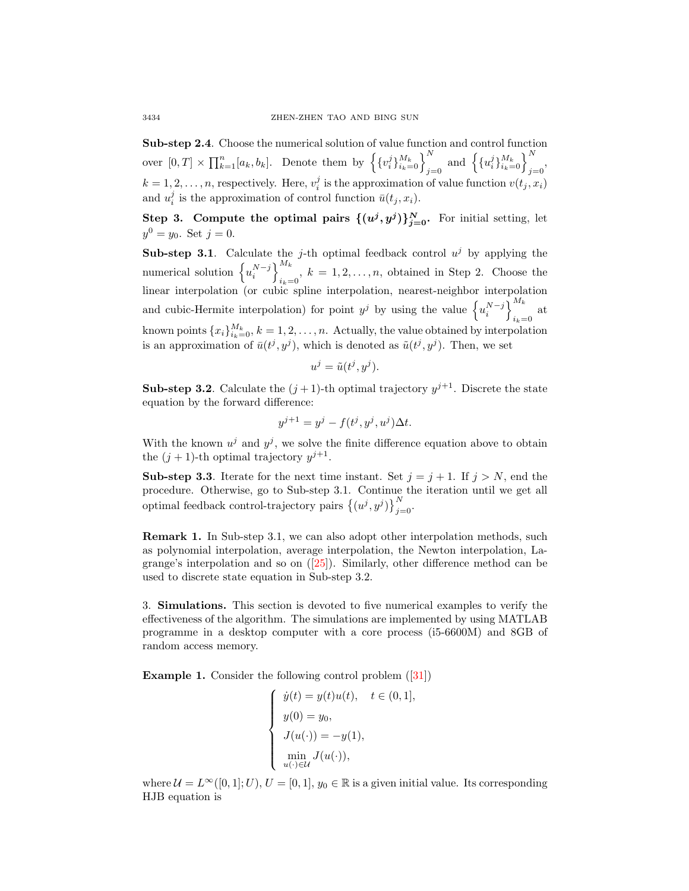**Sub-step 2.4**. Choose the numerical solution of value function and control function over $[0,T] \times \prod_{k=1}^{n}[a_k, b_k]$. Denote them by $\left\{\{v_i^j\}_{i_k=0}^{M_k}\right\}_{j=0}^{N}$ and $\left\{\{u_i^j\}_{i_k=0}^{M_k}\right\}_{j=0}^{N}$, $k = 1, 2, \ldots, n$, respectively. Here, $v_i^j$ is the approximation of value function $v(t_j, x_i)$ and $u_i^j$ is the approximation of control function $\bar{u}(t_j, x_i)$.

**Step 3. Compute the optimal pairs $\{(u^j, y^j)\}_{j=0}^{N}$.** For initial setting, let $y^0 = y_0$. Set $j = 0$.

**Sub-step 3.1**. Calculate the $j$-th optimal feedback control $u^j$ by applying the numerical solution $\left\{u_i^{N-j}\right\}_{i_k=0}^{M_k}$, $k = 1, 2, \ldots, n$, obtained in Step 2. Choose the linear interpolation (or cubic spline interpolation, nearest-neighbor interpolation and cubic-Hermite interpolation) for point $y^j$ by using the value $\left\{u_i^{N-j}\right\}_{i_k=0}^{M_k}$ at known points $\{x_i\}_{i_k=0}^{M_k}$, $k = 1, 2, \ldots, n$. Actually, the value obtained by interpolation is an approximation of $\bar{u}(t^j, y^j)$, which is denoted as $\tilde{u}(t^j, y^j)$. Then, we set

$$u^j = \tilde{u}(t^j, y^j).$$

**Sub-step 3.2**. Calculate the $(j+1)$-th optimal trajectory $y^{j+1}$. Discrete the state equation by the forward difference:

$$y^{j+1} = y^j - f(t^j, y^j, u^j)\Delta t.$$

With the known $u^j$ and $y^j$, we solve the finite difference equation above to obtain the $(j+1)$-th optimal trajectory $y^{j+1}$.

**Sub-step 3.3**. Iterate for the next time instant. Set $j = j + 1$. If $j > N$, end the procedure. Otherwise, go to Sub-step 3.1. Continue the iteration until we get all optimal feedback control-trajectory pairs $\left\{(u^j, y^j)\right\}_{j=0}^{N}$.

**Remark 1.** In Sub-step 3.1, we can also adopt other interpolation methods, such as polynomial interpolation, average interpolation, the Newton interpolation, Lagrange's interpolation and so on ([25]). Similarly, other difference method can be used to discrete state equation in Sub-step 3.2.

## 3. Simulations.

This section is devoted to five numerical examples to verify the effectiveness of the algorithm. The simulations are implemented by using MATLAB programme in a desktop computer with a core process (i5-6600M) and 8GB of random access memory.

**Example 1.** Consider the following control problem ([31])

$$\begin{cases} \dot{y}(t) = y(t)u(t), \quad t \in (0,1], \\ y(0) = y_0, \\ J(u(\cdot)) = -y(1), \\ \min\limits_{u(\cdot)\in\mathcal{U}} J(u(\cdot)), \end{cases}$$

where $\mathcal{U} = L^\infty([0,1]; U)$, $U = [0,1]$, $y_0 \in \mathbb{R}$ is a given initial value. Its corresponding HJB equation is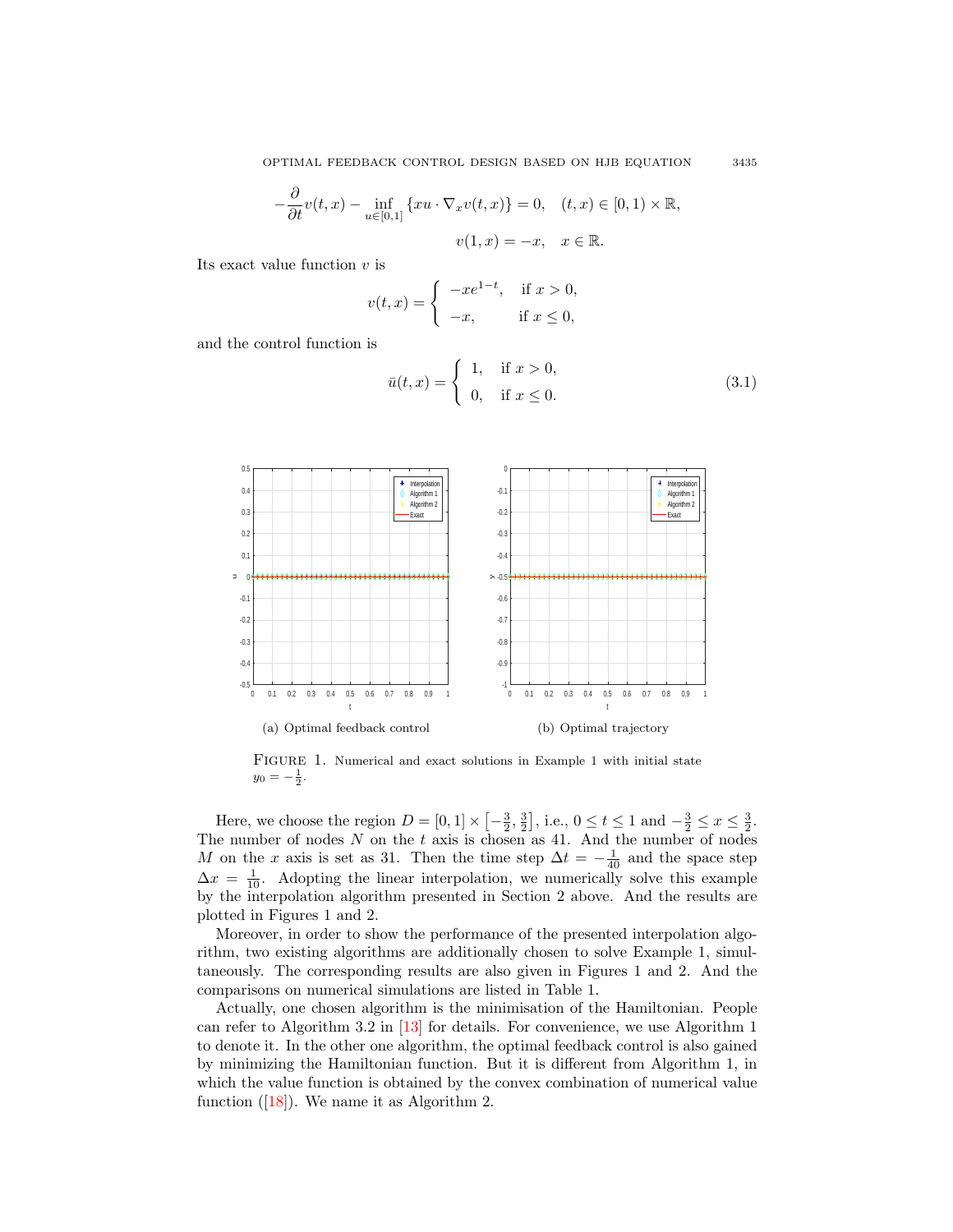$$-\frac{\partial}{\partial t}v(t,x) - \inf_{u\in[0,1]}\{xu\cdot\nabla_x v(t,x)\} = 0, \quad (t,x)\in[0,1)\times\mathbb{R},$$

$$v(1,x) = -x, \quad x\in\mathbb{R}.$$

Its exact value function $v$ is

$$v(t,x) = \begin{cases} -xe^{1-t}, & \text{if } x>0, \\ -x, & \text{if } x\le 0, \end{cases}$$

and the control function is

$$\bar{u}(t,x) = \begin{cases} 1, & \text{if } x>0, \\ 0, & \text{if } x\le 0. \end{cases} \tag{3.1}$$

(a) Optimal feedback control

(b) Optimal trajectory

FIGURE 1. Numerical and exact solutions in Example 1 with initial state $y_0 = -\frac{1}{2}$.

Here, we choose the region $D = [0,1]\times\left[-\frac{3}{2},\frac{3}{2}\right]$, i.e., $0\le t\le 1$ and $-\frac{3}{2}\le x\le\frac{3}{2}$. The number of nodes $N$ on the $t$ axis is chosen as 41. And the number of nodes $M$ on the $x$ axis is set as 31. Then the time step $\Delta t = -\frac{1}{40}$ and the space step $\Delta x = \frac{1}{10}$. Adopting the linear interpolation, we numerically solve this example by the interpolation algorithm presented in Section 2 above. And the results are plotted in Figures 1 and 2.

Moreover, in order to show the performance of the presented interpolation algorithm, two existing algorithms are additionally chosen to solve Example 1, simultaneously. The corresponding results are also given in Figures 1 and 2. And the comparisons on numerical simulations are listed in Table 1.

Actually, one chosen algorithm is the minimisation of the Hamiltonian. People can refer to Algorithm 3.2 in [13] for details. For convenience, we use Algorithm 1 to denote it. In the other one algorithm, the optimal feedback control is also gained by minimizing the Hamiltonian function. But it is different from Algorithm 1, in which the value function is obtained by the convex combination of numerical value function ([18]). We name it as Algorithm 2.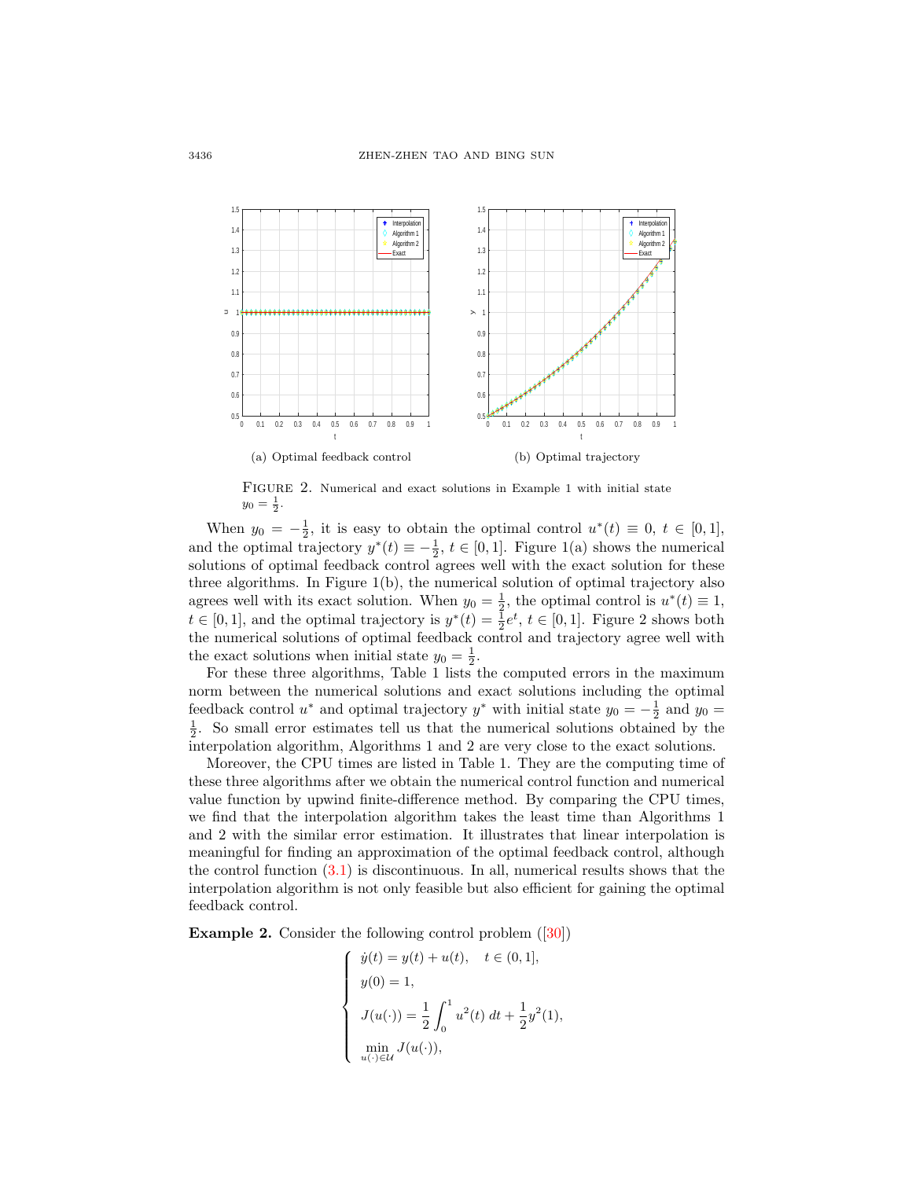(a) Optimal feedback control

(b) Optimal trajectory

FIGURE 2. Numerical and exact solutions in Example 1 with initial state $y_0 = \frac{1}{2}$.

When $y_0 = -\frac{1}{2}$, it is easy to obtain the optimal control $u^*(t) \equiv 0$, $t \in [0,1]$, and the optimal trajectory $y^*(t) \equiv -\frac{1}{2}$, $t \in [0,1]$. Figure 1(a) shows the numerical solutions of optimal feedback control agrees well with the exact solution for these three algorithms. In Figure 1(b), the numerical solution of optimal trajectory also agrees well with its exact solution. When $y_0 = \frac{1}{2}$, the optimal control is $u^*(t) \equiv 1$, $t \in [0,1]$, and the optimal trajectory is $y^*(t) = \frac{1}{2}e^t$, $t \in [0,1]$. Figure 2 shows both the numerical solutions of optimal feedback control and trajectory agree well with the exact solutions when initial state $y_0 = \frac{1}{2}$.

For these three algorithms, Table 1 lists the computed errors in the maximum norm between the numerical solutions and exact solutions including the optimal feedback control $u^*$ and optimal trajectory $y^*$ with initial state $y_0 = -\frac{1}{2}$ and $y_0 = \frac{1}{2}$. So small error estimates tell us that the numerical solutions obtained by the interpolation algorithm, Algorithms 1 and 2 are very close to the exact solutions.

Moreover, the CPU times are listed in Table 1. They are the computing time of these three algorithms after we obtain the numerical control function and numerical value function by upwind finite-difference method. By comparing the CPU times, we find that the interpolation algorithm takes the least time than Algorithms 1 and 2 with the similar error estimation. It illustrates that linear interpolation is meaningful for finding an approximation of the optimal feedback control, although the control function (3.1) is discontinuous. In all, numerical results shows that the interpolation algorithm is not only feasible but also efficient for gaining the optimal feedback control.

**Example 2.** Consider the following control problem ([30])

$$
\begin{cases}
\dot{y}(t) = y(t) + u(t), \quad t \in (0,1], \\
y(0) = 1, \\
J(u(\cdot)) = \dfrac{1}{2}\displaystyle\int_0^1 u^2(t)\,dt + \dfrac{1}{2}y^2(1), \\
\displaystyle\min_{u(\cdot)\in\mathcal{U}} J(u(\cdot)),
\end{cases}
$$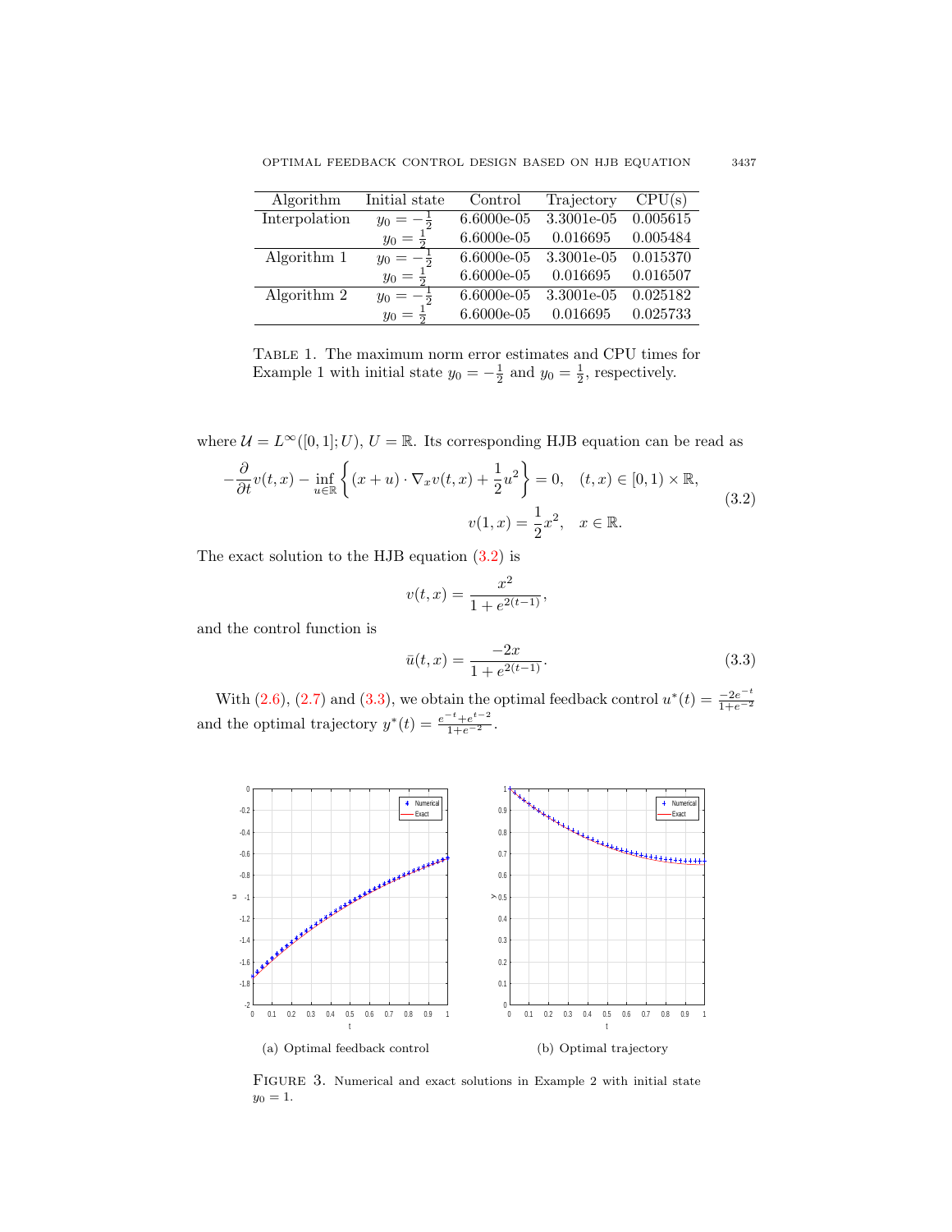| Algorithm | Initial state | Control | Trajectory | CPU(s) |
|---|---|---|---|---|
| Interpolation | $y_0 = -\frac{1}{2}$ | 6.6000e-05 | 3.3001e-05 | 0.005615 |
| | $y_0 = \frac{1}{2}$ | 6.6000e-05 | 0.016695 | 0.005484 |
| Algorithm 1 | $y_0 = -\frac{1}{2}$ | 6.6000e-05 | 3.3001e-05 | 0.015370 |
| | $y_0 = \frac{1}{2}$ | 6.6000e-05 | 0.016695 | 0.016507 |
| Algorithm 2 | $y_0 = -\frac{1}{2}$ | 6.6000e-05 | 3.3001e-05 | 0.025182 |
| | $y_0 = \frac{1}{2}$ | 6.6000e-05 | 0.016695 | 0.025733 |

TABLE 1. The maximum norm error estimates and CPU times for Example 1 with initial state $y_0 = -\frac{1}{2}$ and $y_0 = \frac{1}{2}$, respectively.

where $\mathcal{U} = L^\infty([0,1]; U)$, $U = \mathbb{R}$. Its corresponding HJB equation can be read as

$$
\begin{aligned}
-\frac{\partial}{\partial t}v(t,x) - \inf_{u\in\mathbb{R}}\left\{(x+u)\cdot\nabla_x v(t,x) + \frac{1}{2}u^2\right\} = 0, \quad (t,x) \in [0,1)\times\mathbb{R}, \\
v(1,x) = \frac{1}{2}x^2, \quad x \in \mathbb{R}.
\end{aligned}
\tag{3.2}
$$

The exact solution to the HJB equation (3.2) is

$$
v(t,x) = \frac{x^2}{1+e^{2(t-1)}},
$$

and the control function is

$$
\bar{u}(t,x) = \frac{-2x}{1+e^{2(t-1)}}. \tag{3.3}
$$

With (2.6), (2.7) and (3.3), we obtain the optimal feedback control $u^*(t) = \frac{-2e^{-t}}{1+e^{-2}}$ and the optimal trajectory $y^*(t) = \frac{e^{-t}+e^{t-2}}{1+e^{-2}}$.

(a) Optimal feedback control

(b) Optimal trajectory

FIGURE 3. Numerical and exact solutions in Example 2 with initial state $y_0 = 1$.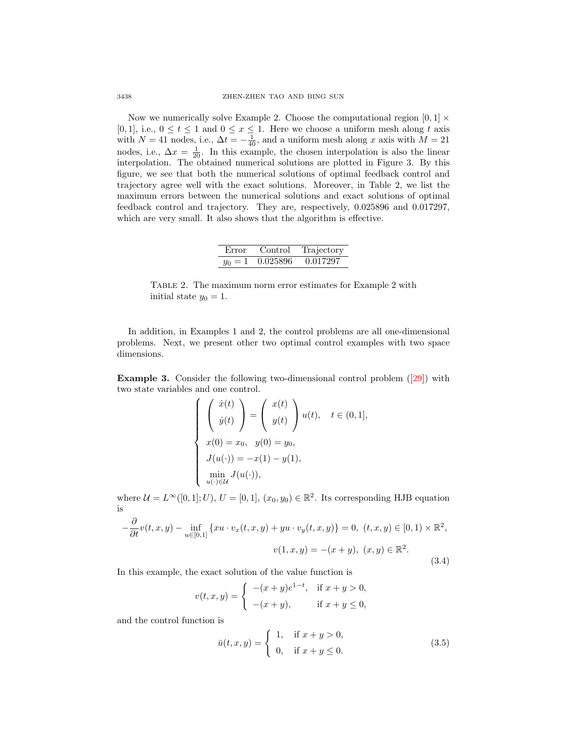Now we numerically solve Example 2. Choose the computational region $[0,1] \times [0,1]$, i.e., $0 \le t \le 1$ and $0 \le x \le 1$. Here we choose a uniform mesh along $t$ axis with $N = 41$ nodes, i.e., $\Delta t = -\frac{1}{40}$, and a uniform mesh along $x$ axis with $M = 21$ nodes, i.e., $\Delta x = \frac{1}{20}$. In this example, the chosen interpolation is also the linear interpolation. The obtained numerical solutions are plotted in Figure 3. By this figure, we see that both the numerical solutions of optimal feedback control and trajectory agree well with the exact solutions. Moreover, in Table 2, we list the maximum errors between the numerical solutions and exact solutions of optimal feedback control and trajectory. They are, respectively, 0.025896 and 0.017297, which are very small. It also shows that the algorithm is effective.

| Error | Control | Trajectory |
|---|---|---|
| $y_0 = 1$ | 0.025896 | 0.017297 |

Table 2. The maximum norm error estimates for Example 2 with initial state $y_0 = 1$.

In addition, in Examples 1 and 2, the control problems are all one-dimensional problems. Next, we present other two optimal control examples with two space dimensions.

**Example 3.** Consider the following two-dimensional control problem ([29]) with two state variables and one control.

$$
\begin{cases}
\begin{pmatrix} \dot{x}(t) \\ \dot{y}(t) \end{pmatrix} = \begin{pmatrix} x(t) \\ y(t) \end{pmatrix} u(t), \quad t \in (0,1], \\
x(0) = x_0, \quad y(0) = y_0, \\
J(u(\cdot)) = -x(1) - y(1), \\
\min\limits_{u(\cdot) \in \mathcal{U}} J(u(\cdot)),
\end{cases}
$$

where $\mathcal{U} = L^\infty([0,1]; U)$, $U = [0,1]$, $(x_0, y_0) \in \mathbb{R}^2$. Its corresponding HJB equation is

$$
\begin{aligned}
-\frac{\partial}{\partial t} v(t,x,y) - \inf_{u \in [0,1]} \{xu \cdot v_x(t,x,y) + yu \cdot v_y(t,x,y)\} = 0,\ (t,x,y) \in [0,1) \times \mathbb{R}^2, \\
v(1,x,y) = -(x+y),\ (x,y) \in \mathbb{R}^2.
\end{aligned}
\tag{3.4}
$$

In this example, the exact solution of the value function is

$$
v(t,x,y) = \begin{cases} -(x+y)e^{1-t}, & \text{if } x + y > 0, \\ -(x+y), & \text{if } x + y \le 0, \end{cases}
$$

and the control function is

$$
\bar{u}(t,x,y) = \begin{cases} 1, & \text{if } x + y > 0, \\ 0, & \text{if } x + y \le 0. \end{cases}
\tag{3.5}
$$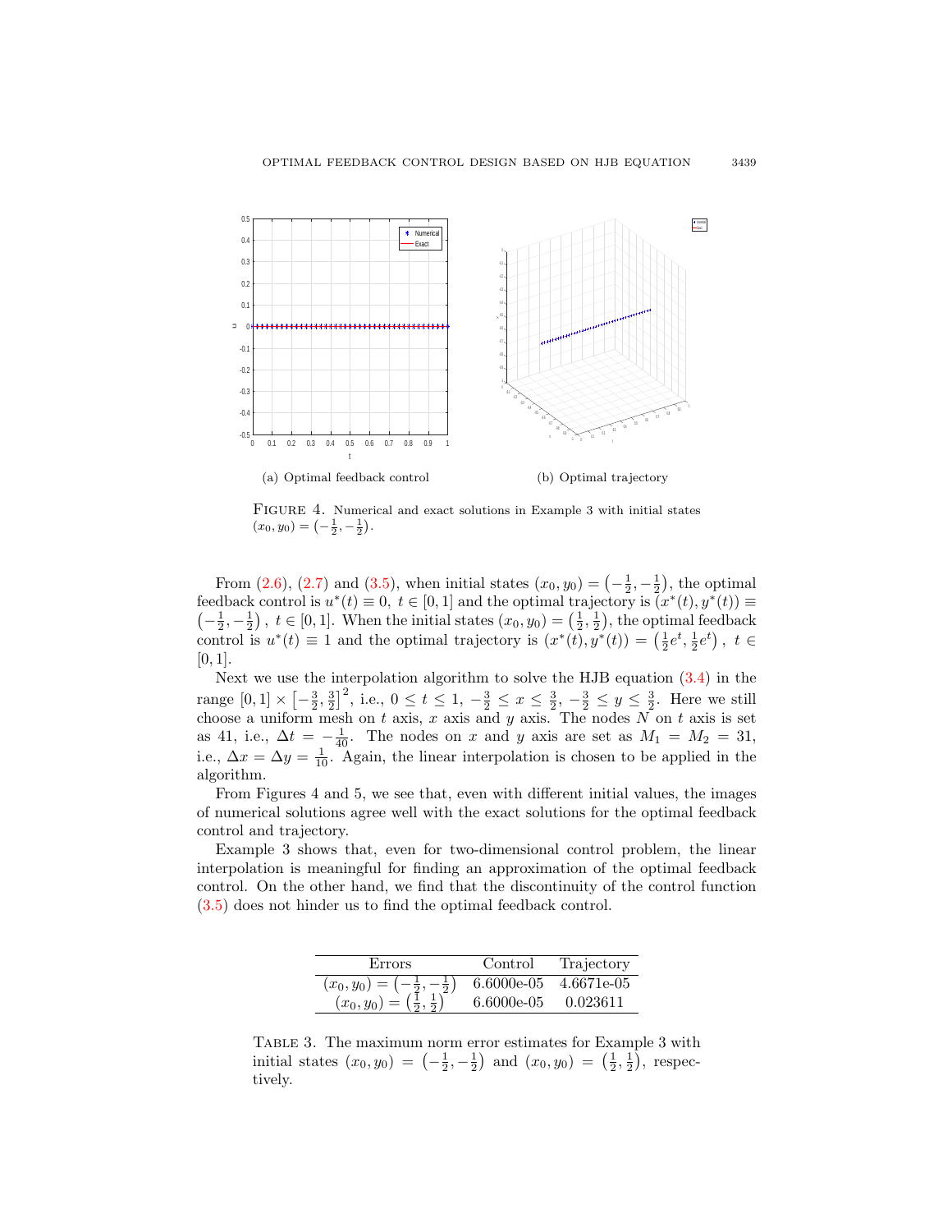(a) Optimal feedback control (b) Optimal trajectory

FIGURE 4. Numerical and exact solutions in Example 3 with initial states $(x_0, y_0) = (-\frac{1}{2}, -\frac{1}{2})$.

From (2.6), (2.7) and (3.5), when initial states $(x_0, y_0) = \left(-\frac{1}{2}, -\frac{1}{2}\right)$, the optimal feedback control is $u^*(t) \equiv 0,\ t \in [0,1]$ and the optimal trajectory is $(x^*(t), y^*(t)) \equiv \left(-\frac{1}{2}, -\frac{1}{2}\right),\ t \in [0,1]$. When the initial states $(x_0, y_0) = \left(\frac{1}{2}, \frac{1}{2}\right)$, the optimal feedback control is $u^*(t) \equiv 1$ and the optimal trajectory is $(x^*(t), y^*(t)) = \left(\frac{1}{2}e^t, \frac{1}{2}e^t\right),\ t \in [0,1]$.

Next we use the interpolation algorithm to solve the HJB equation (3.4) in the range $[0,1] \times \left[-\frac{3}{2}, \frac{3}{2}\right]^2$, i.e., $0 \le t \le 1$, $-\frac{3}{2} \le x \le \frac{3}{2}$, $-\frac{3}{2} \le y \le \frac{3}{2}$. Here we still choose a uniform mesh on $t$ axis, $x$ axis and $y$ axis. The nodes $N$ on $t$ axis is set as 41, i.e., $\Delta t = -\frac{1}{40}$. The nodes on $x$ and $y$ axis are set as $M_1 = M_2 = 31$, i.e., $\Delta x = \Delta y = \frac{1}{10}$. Again, the linear interpolation is chosen to be applied in the algorithm.

From Figures 4 and 5, we see that, even with different initial values, the images of numerical solutions agree well with the exact solutions for the optimal feedback control and trajectory.

Example 3 shows that, even for two-dimensional control problem, the linear interpolation is meaningful for finding an approximation of the optimal feedback control. On the other hand, we find that the discontinuity of the control function (3.5) does not hinder us to find the optimal feedback control.

| Errors | Control | Trajectory |
|---|---|---|
| $(x_0, y_0) = \left(-\frac{1}{2}, -\frac{1}{2}\right)$ | 6.6000e-05 | 4.6671e-05 |
| $(x_0, y_0) = \left(\frac{1}{2}, \frac{1}{2}\right)$ | 6.6000e-05 | 0.023611 |

TABLE 3. The maximum norm error estimates for Example 3 with initial states $(x_0, y_0) = \left(-\frac{1}{2}, -\frac{1}{2}\right)$ and $(x_0, y_0) = \left(\frac{1}{2}, \frac{1}{2}\right)$, respectively.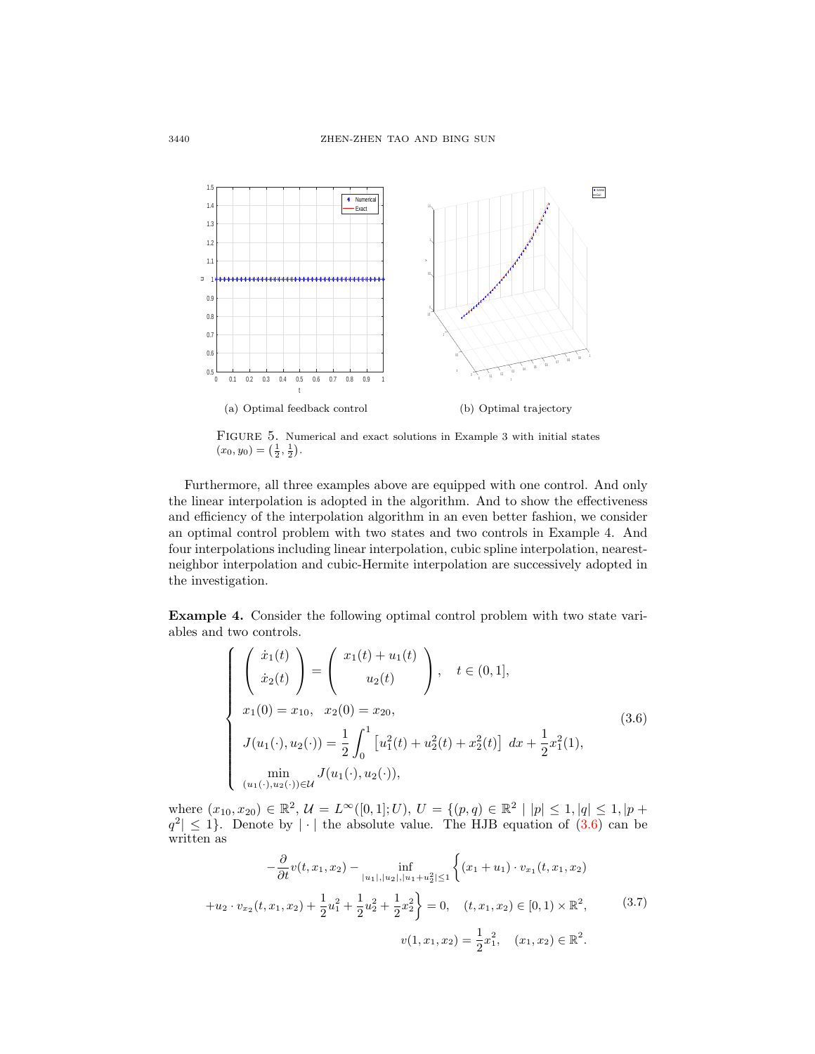(a) Optimal feedback control

(b) Optimal trajectory

FIGURE 5. Numerical and exact solutions in Example 3 with initial states $(x_0, y_0) = (\frac{1}{2}, \frac{1}{2})$.

Furthermore, all three examples above are equipped with one control. And only the linear interpolation is adopted in the algorithm. And to show the effectiveness and efficiency of the interpolation algorithm in an even better fashion, we consider an optimal control problem with two states and two controls in Example 4. And four interpolations including linear interpolation, cubic spline interpolation, nearest-neighbor interpolation and cubic-Hermite interpolation are successively adopted in the investigation.

**Example 4.** Consider the following optimal control problem with two state variables and two controls.

$$
\begin{cases}
\begin{pmatrix} \dot{x}_1(t) \\ \dot{x}_2(t) \end{pmatrix} = \begin{pmatrix} x_1(t) + u_1(t) \\ u_2(t) \end{pmatrix}, \quad t \in (0, 1], \\
x_1(0) = x_{10}, \quad x_2(0) = x_{20}, \\
J(u_1(\cdot), u_2(\cdot)) = \dfrac{1}{2} \displaystyle\int_0^1 \left[ u_1^2(t) + u_2^2(t) + x_2^2(t) \right] \, dx + \dfrac{1}{2} x_1^2(1), \\
\displaystyle\min_{(u_1(\cdot), u_2(\cdot)) \in \mathcal{U}} J(u_1(\cdot), u_2(\cdot)),
\end{cases}
\tag{3.6}
$$

where $(x_{10}, x_{20}) \in \mathbb{R}^2$, $\mathcal{U} = L^\infty([0, 1]; U)$, $U = \{(p, q) \in \mathbb{R}^2 \mid |p| \leq 1, |q| \leq 1, |p + q^2| \leq 1\}$. Denote by $|\cdot|$ the absolute value. The HJB equation of (3.6) can be written as

$$
\begin{aligned}
&-\frac{\partial}{\partial t} v(t, x_1, x_2) - \inf_{|u_1|, |u_2|, |u_1 + u_2^2| \leq 1} \bigg\{ (x_1 + u_1) \cdot v_{x_1}(t, x_1, x_2) \\
&+ u_2 \cdot v_{x_2}(t, x_1, x_2) + \frac{1}{2} u_1^2 + \frac{1}{2} u_2^2 + \frac{1}{2} x_2^2 \bigg\} = 0, \quad (t, x_1, x_2) \in [0, 1) \times \mathbb{R}^2, \\
&v(1, x_1, x_2) = \frac{1}{2} x_1^2, \quad (x_1, x_2) \in \mathbb{R}^2.
\end{aligned}
\tag{3.7}
$$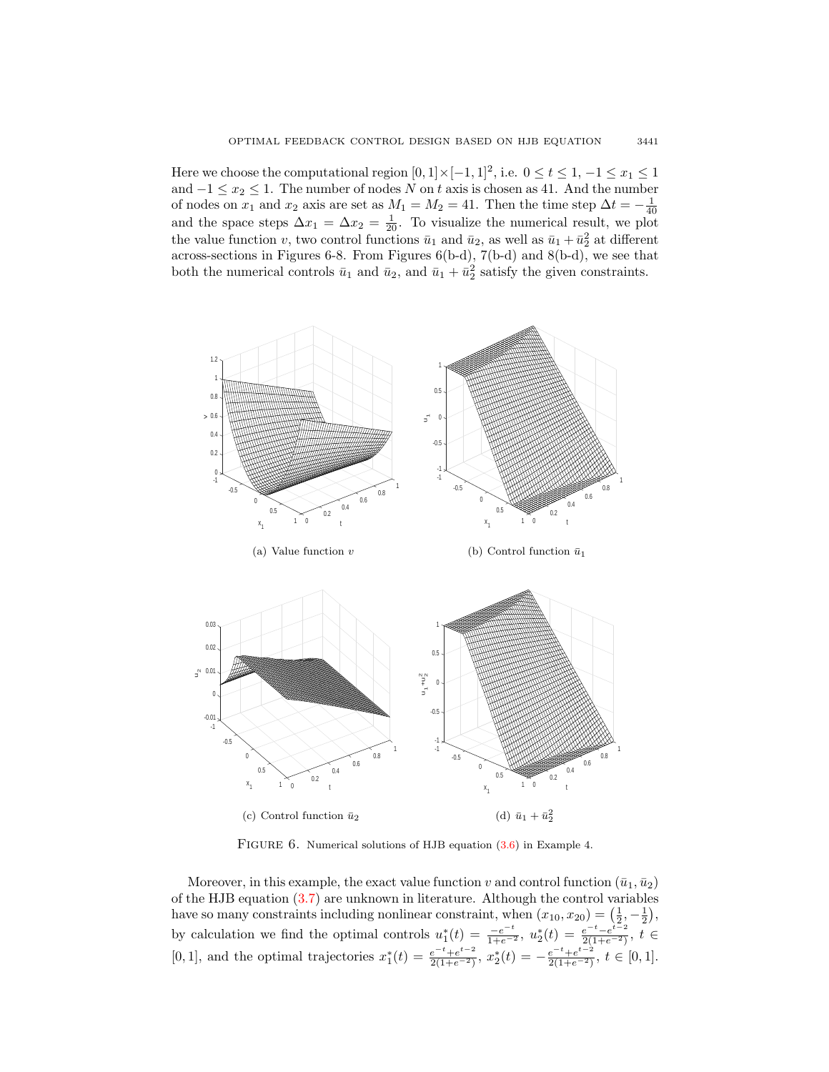Here we choose the computational region $[0,1]\times[-1,1]^2$, i.e. $0 \le t \le 1$, $-1 \le x_1 \le 1$ and $-1 \le x_2 \le 1$. The number of nodes $N$ on $t$ axis is chosen as 41. And the number of nodes on $x_1$ and $x_2$ axis are set as $M_1 = M_2 = 41$. Then the time step $\Delta t = -\frac{1}{40}$ and the space steps $\Delta x_1 = \Delta x_2 = \frac{1}{20}$. To visualize the numerical result, we plot the value function $v$, two control functions $\bar{u}_1$ and $\bar{u}_2$, as well as $\bar{u}_1 + \bar{u}_2^2$ at different across-sections in Figures 6-8. From Figures 6(b-d), 7(b-d) and 8(b-d), we see that both the numerical controls $\bar{u}_1$ and $\bar{u}_2$, and $\bar{u}_1 + \bar{u}_2^2$ satisfy the given constraints.

(a) Value function $v$

(b) Control function $\bar{u}_1$

(c) Control function $\bar{u}_2$

(d) $\bar{u}_1 + \bar{u}_2^2$

FIGURE 6. Numerical solutions of HJB equation (3.6) in Example 4.

Moreover, in this example, the exact value function $v$ and control function $(\bar{u}_1, \bar{u}_2)$ of the HJB equation (3.7) are unknown in literature. Although the control variables have so many constraints including nonlinear constraint, when $(x_{10}, x_{20}) = \left(\frac{1}{2}, -\frac{1}{2}\right)$, by calculation we find the optimal controls $u_1^*(t) = \frac{-e^{-t}}{1+e^{-2}}$, $u_2^*(t) = \frac{e^{-t}-e^{t-2}}{2(1+e^{-2})}$, $t \in [0,1]$, and the optimal trajectories $x_1^*(t) = \frac{e^{-t}+e^{t-2}}{2(1+e^{-2})}$, $x_2^*(t) = -\frac{e^{-t}+e^{t-2}}{2(1+e^{-2})}$, $t \in [0,1]$.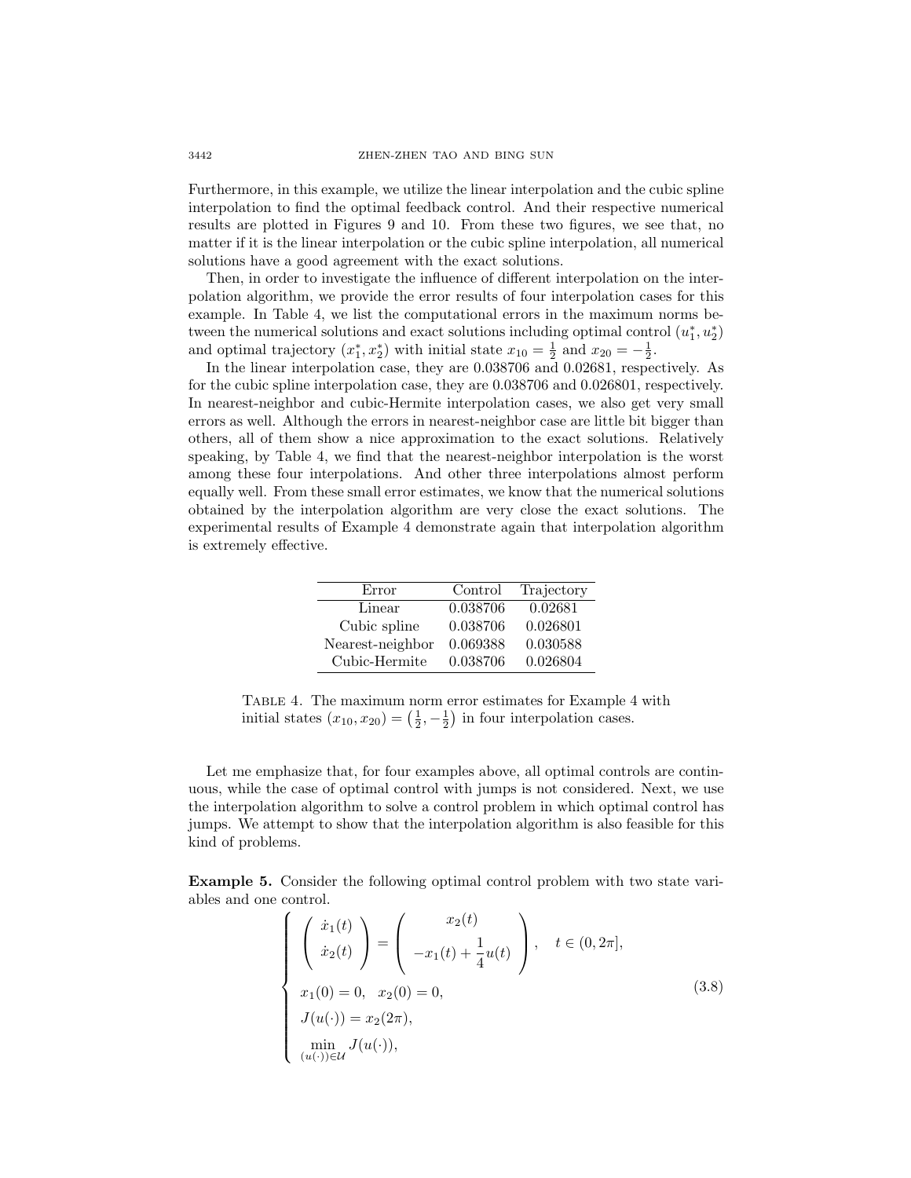Furthermore, in this example, we utilize the linear interpolation and the cubic spline interpolation to find the optimal feedback control. And their respective numerical results are plotted in Figures 9 and 10. From these two figures, we see that, no matter if it is the linear interpolation or the cubic spline interpolation, all numerical solutions have a good agreement with the exact solutions.

Then, in order to investigate the influence of different interpolation on the interpolation algorithm, we provide the error results of four interpolation cases for this example. In Table 4, we list the computational errors in the maximum norms between the numerical solutions and exact solutions including optimal control $(u_1^*, u_2^*)$ and optimal trajectory $(x_1^*, x_2^*)$ with initial state $x_{10} = \frac{1}{2}$ and $x_{20} = -\frac{1}{2}$.

In the linear interpolation case, they are 0.038706 and 0.02681, respectively. As for the cubic spline interpolation case, they are 0.038706 and 0.026801, respectively. In nearest-neighbor and cubic-Hermite interpolation cases, we also get very small errors as well. Although the errors in nearest-neighbor case are little bit bigger than others, all of them show a nice approximation to the exact solutions. Relatively speaking, by Table 4, we find that the nearest-neighbor interpolation is the worst among these four interpolations. And other three interpolations almost perform equally well. From these small error estimates, we know that the numerical solutions obtained by the interpolation algorithm are very close the exact solutions. The experimental results of Example 4 demonstrate again that interpolation algorithm is extremely effective.

| Error | Control | Trajectory |
|---|---|---|
| Linear | 0.038706 | 0.02681 |
| Cubic spline | 0.038706 | 0.026801 |
| Nearest-neighbor | 0.069388 | 0.030588 |
| Cubic-Hermite | 0.038706 | 0.026804 |

TABLE 4. The maximum norm error estimates for Example 4 with initial states $(x_{10}, x_{20}) = \left(\frac{1}{2}, -\frac{1}{2}\right)$ in four interpolation cases.

Let me emphasize that, for four examples above, all optimal controls are continuous, while the case of optimal control with jumps is not considered. Next, we use the interpolation algorithm to solve a control problem in which optimal control has jumps. We attempt to show that the interpolation algorithm is also feasible for this kind of problems.

**Example 5.** Consider the following optimal control problem with two state variables and one control.

$$
\left\{
\begin{array}{l}
\begin{pmatrix} \dot{x}_1(t) \\ \dot{x}_2(t) \end{pmatrix} = \begin{pmatrix} x_2(t) \\ -x_1(t) + \dfrac{1}{4}u(t) \end{pmatrix}, \quad t \in (0, 2\pi], \\
x_1(0) = 0, \quad x_2(0) = 0, \\
J(u(\cdot)) = x_2(2\pi), \\
\min\limits_{(u(\cdot)) \in \mathcal{U}} J(u(\cdot)),
\end{array}
\right.
\tag{3.8}
$$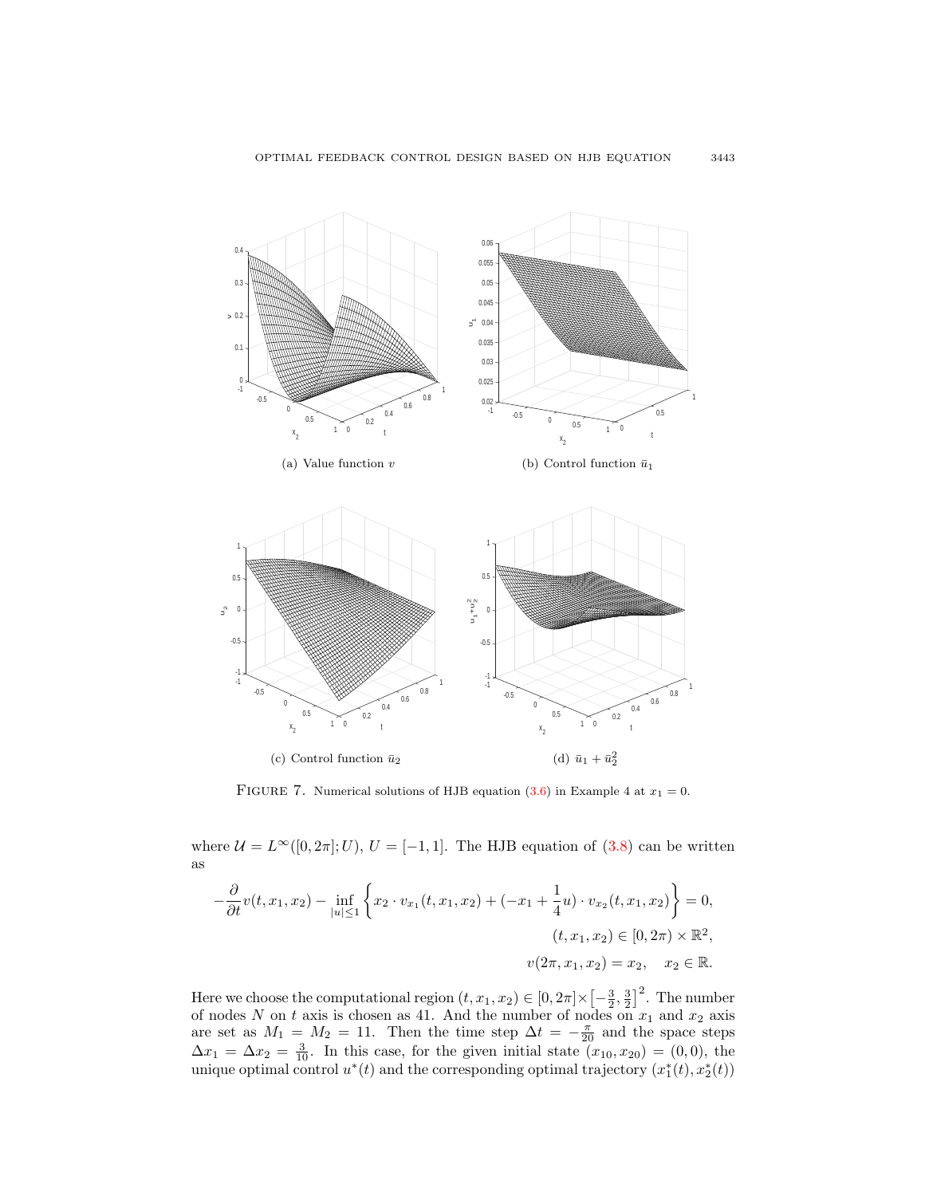(a) Value function $v$

(b) Control function $\bar{u}_1$

(c) Control function $\bar{u}_2$

(d) $\bar{u}_1 + \bar{u}_2^2$

FIGURE 7. Numerical solutions of HJB equation (3.6) in Example 4 at $x_1 = 0$.

where $\mathcal{U} = L^\infty([0, 2\pi]; U)$, $U = [-1, 1]$. The HJB equation of (3.8) can be written as

$$-\frac{\partial}{\partial t} v(t, x_1, x_2) - \inf_{|u| \leq 1} \left\{ x_2 \cdot v_{x_1}(t, x_1, x_2) + (-x_1 + \frac{1}{4} u) \cdot v_{x_2}(t, x_1, x_2) \right\} = 0,$$
$$(t, x_1, x_2) \in [0, 2\pi) \times \mathbb{R}^2,$$
$$v(2\pi, x_1, x_2) = x_2, \quad x_2 \in \mathbb{R}.$$

Here we choose the computational region $(t, x_1, x_2) \in [0, 2\pi] \times \left[-\frac{3}{2}, \frac{3}{2}\right]^2$. The number of nodes $N$ on $t$ axis is chosen as 41. And the number of nodes on $x_1$ and $x_2$ axis are set as $M_1 = M_2 = 11$. Then the time step $\Delta t = -\frac{\pi}{20}$ and the space steps $\Delta x_1 = \Delta x_2 = \frac{3}{10}$. In this case, for the given initial state $(x_{10}, x_{20}) = (0, 0)$, the unique optimal control $u^*(t)$ and the corresponding optimal trajectory $(x_1^*(t), x_2^*(t))$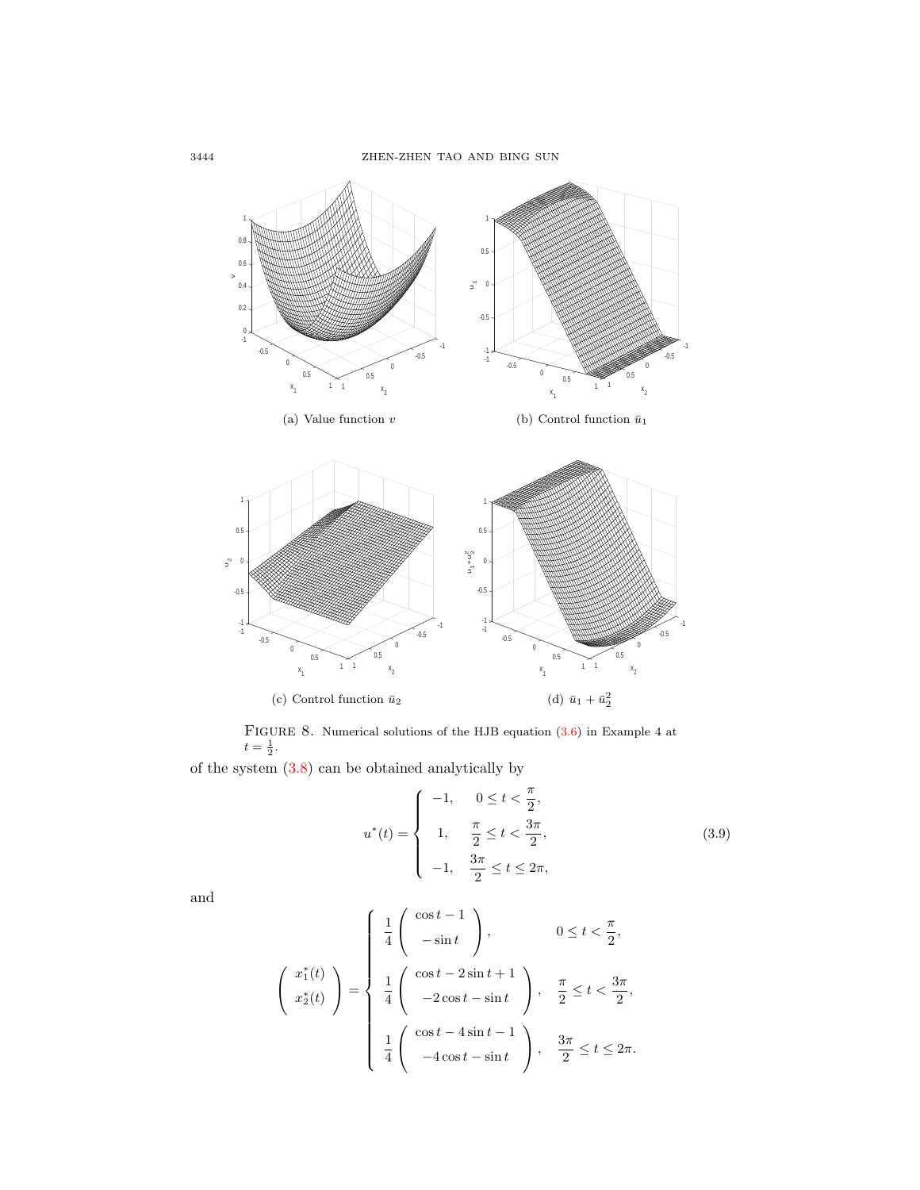(a) Value function $v$

(b) Control function $\bar{u}_1$

(c) Control function $\bar{u}_2$

(d) $\bar{u}_1 + \bar{u}_2^2$

FIGURE 8. Numerical solutions of the HJB equation (3.6) in Example 4 at $t = \frac{1}{2}$.

of the system (3.8) can be obtained analytically by

$$u^*(t) = \begin{cases} -1, & 0 \le t < \dfrac{\pi}{2}, \\ 1, & \dfrac{\pi}{2} \le t < \dfrac{3\pi}{2}, \\ -1, & \dfrac{3\pi}{2} \le t \le 2\pi, \end{cases} \tag{3.9}$$

and

$$\begin{pmatrix} x_1^*(t) \\ x_2^*(t) \end{pmatrix} = \begin{cases} \dfrac{1}{4}\begin{pmatrix} \cos t - 1 \\ -\sin t \end{pmatrix}, & 0 \le t < \dfrac{\pi}{2}, \\ \dfrac{1}{4}\begin{pmatrix} \cos t - 2\sin t + 1 \\ -2\cos t - \sin t \end{pmatrix}, & \dfrac{\pi}{2} \le t < \dfrac{3\pi}{2}, \\ \dfrac{1}{4}\begin{pmatrix} \cos t - 4\sin t - 1 \\ -4\cos t - \sin t \end{pmatrix}, & \dfrac{3\pi}{2} \le t \le 2\pi. \end{cases}$$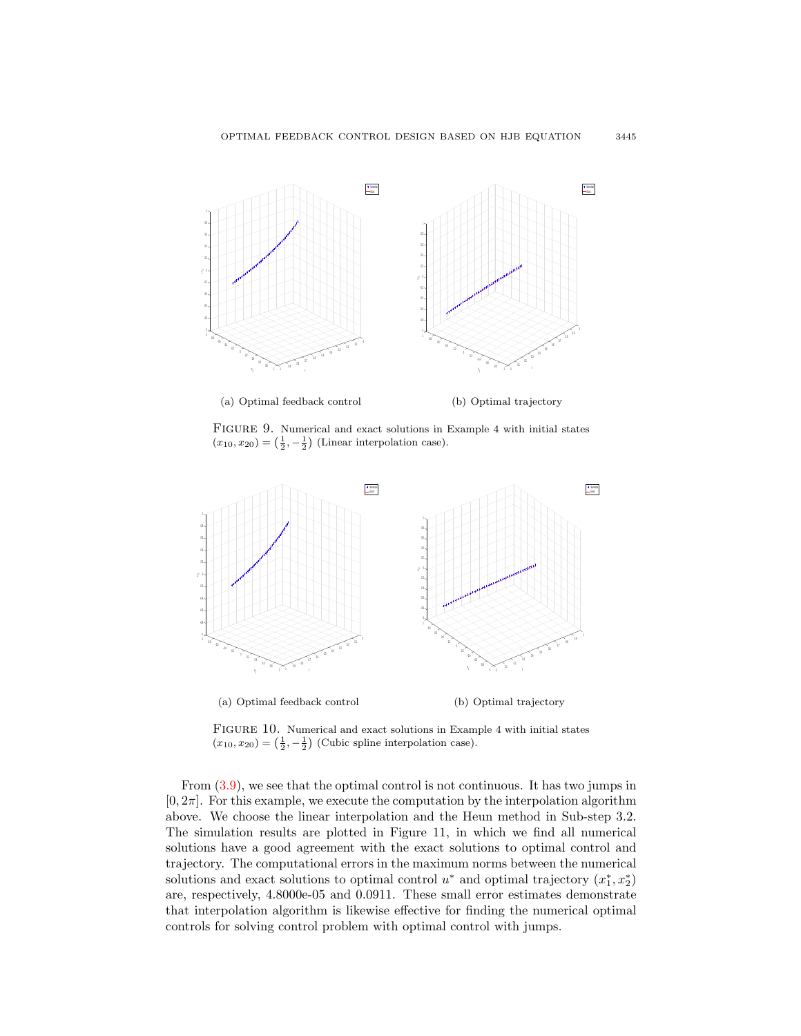(a) Optimal feedback control

(b) Optimal trajectory

FIGURE 9. Numerical and exact solutions in Example 4 with initial states $(x_{10}, x_{20}) = \left(\frac{1}{2}, -\frac{1}{2}\right)$ (Linear interpolation case).

(a) Optimal feedback control

(b) Optimal trajectory

FIGURE 10. Numerical and exact solutions in Example 4 with initial states $(x_{10}, x_{20}) = \left(\frac{1}{2}, -\frac{1}{2}\right)$ (Cubic spline interpolation case).

From (3.9), we see that the optimal control is not continuous. It has two jumps in $[0, 2\pi]$. For this example, we execute the computation by the interpolation algorithm above. We choose the linear interpolation and the Heun method in Sub-step 3.2. The simulation results are plotted in Figure 11, in which we find all numerical solutions have a good agreement with the exact solutions to optimal control and trajectory. The computational errors in the maximum norms between the numerical solutions and exact solutions to optimal control $u^*$ and optimal trajectory $(x_1^*, x_2^*)$ are, respectively, 4.8000e-05 and 0.0911. These small error estimates demonstrate that interpolation algorithm is likewise effective for finding the numerical optimal controls for solving control problem with optimal control with jumps.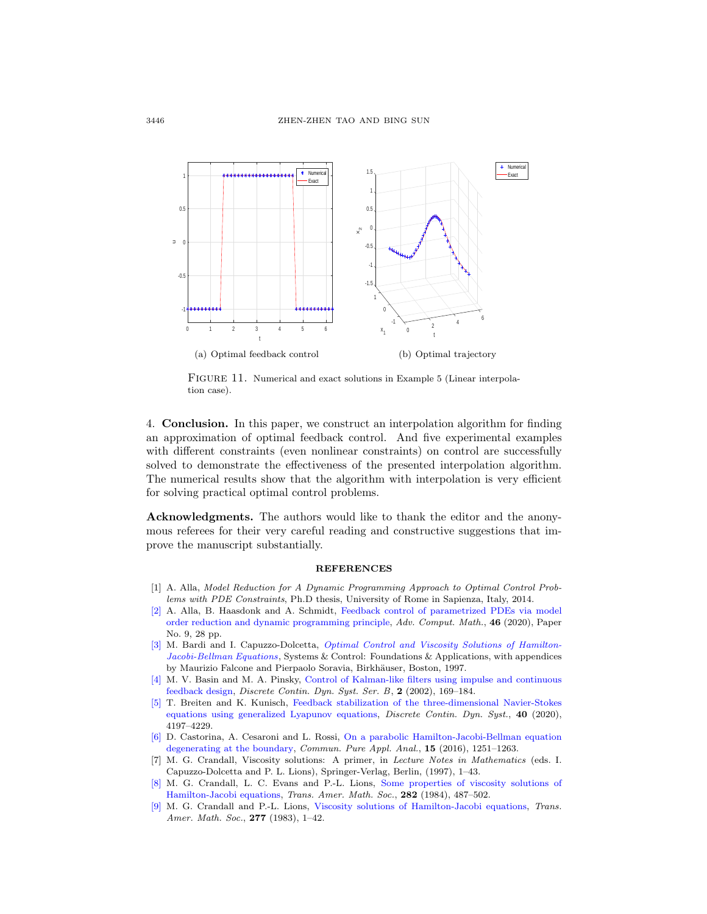(a) Optimal feedback control

(b) Optimal trajectory

FIGURE 11. Numerical and exact solutions in Example 5 (Linear interpolation case).

## 4. Conclusion.

In this paper, we construct an interpolation algorithm for finding an approximation of optimal feedback control. And five experimental examples with different constraints (even nonlinear constraints) on control are successfully solved to demonstrate the effectiveness of the presented interpolation algorithm. The numerical results show that the algorithm with interpolation is very efficient for solving practical optimal control problems.

**Acknowledgments.** The authors would like to thank the editor and the anonymous referees for their very careful reading and constructive suggestions that improve the manuscript substantially.

## REFERENCES

[1] A. Alla, *Model Reduction for A Dynamic Programming Approach to Optimal Control Problems with PDE Constraints*, Ph.D thesis, University of Rome in Sapienza, Italy, 2014.

[2] A. Alla, B. Haasdonk and A. Schmidt, Feedback control of parametrized PDEs via model order reduction and dynamic programming principle, *Adv. Comput. Math.*, **46** (2020), Paper No. 9, 28 pp.

[3] M. Bardi and I. Capuzzo-Dolcetta, *Optimal Control and Viscosity Solutions of Hamilton-Jacobi-Bellman Equations*, Systems & Control: Foundations & Applications, with appendices by Maurizio Falcone and Pierpaolo Soravia, Birkhäuser, Boston, 1997.

[4] M. V. Basin and M. A. Pinsky, Control of Kalman-like filters using impulse and continuous feedback design, *Discrete Contin. Dyn. Syst. Ser. B*, **2** (2002), 169–184.

[5] T. Breiten and K. Kunisch, Feedback stabilization of the three-dimensional Navier-Stokes equations using generalized Lyapunov equations, *Discrete Contin. Dyn. Syst.*, **40** (2020), 4197–4229.

[6] D. Castorina, A. Cesaroni and L. Rossi, On a parabolic Hamilton-Jacobi-Bellman equation degenerating at the boundary, *Commun. Pure Appl. Anal.*, **15** (2016), 1251–1263.

[7] M. G. Crandall, Viscosity solutions: A primer, in *Lecture Notes in Mathematics* (eds. I. Capuzzo-Dolcetta and P. L. Lions), Springer-Verlag, Berlin, (1997), 1–43.

[8] M. G. Crandall, L. C. Evans and P.-L. Lions, Some properties of viscosity solutions of Hamilton-Jacobi equations, *Trans. Amer. Math. Soc.*, **282** (1984), 487–502.

[9] M. G. Crandall and P.-L. Lions, Viscosity solutions of Hamilton-Jacobi equations, *Trans. Amer. Math. Soc.*, **277** (1983), 1–42.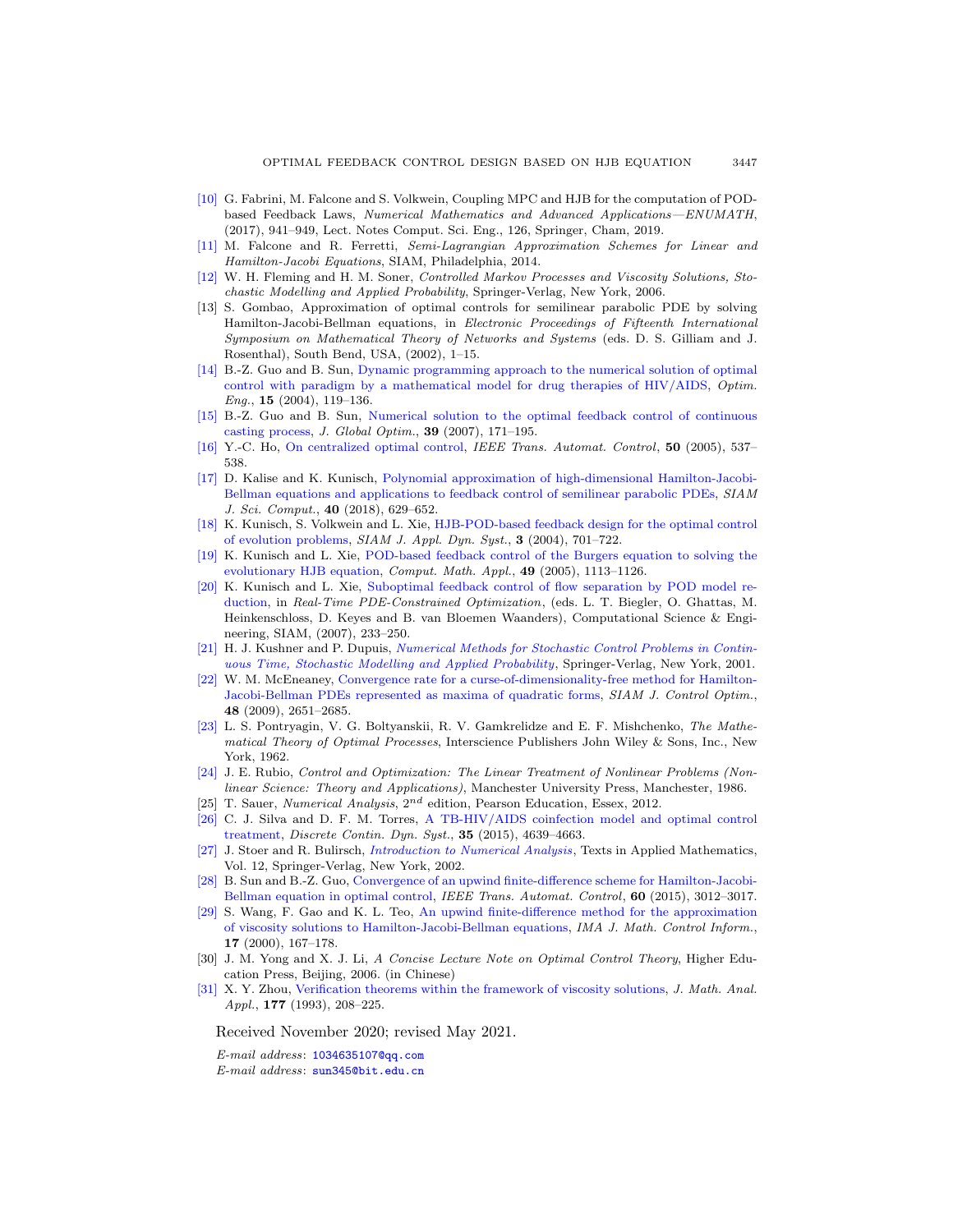[10] G. Fabrini, M. Falcone and S. Volkwein, Coupling MPC and HJB for the computation of POD-based Feedback Laws, *Numerical Mathematics and Advanced Applications—ENUMATH*, (2017), 941–949, Lect. Notes Comput. Sci. Eng., 126, Springer, Cham, 2019.

[11] M. Falcone and R. Ferretti, *Semi-Lagrangian Approximation Schemes for Linear and Hamilton-Jacobi Equations*, SIAM, Philadelphia, 2014.

[12] W. H. Fleming and H. M. Soner, *Controlled Markov Processes and Viscosity Solutions, Stochastic Modelling and Applied Probability*, Springer-Verlag, New York, 2006.

[13] S. Gombao, Approximation of optimal controls for semilinear parabolic PDE by solving Hamilton-Jacobi-Bellman equations, in *Electronic Proceedings of Fifteenth International Symposium on Mathematical Theory of Networks and Systems* (eds. D. S. Gilliam and J. Rosenthal), South Bend, USA, (2002), 1–15.

[14] B.-Z. Guo and B. Sun, Dynamic programming approach to the numerical solution of optimal control with paradigm by a mathematical model for drug therapies of HIV/AIDS, *Optim. Eng.*, **15** (2004), 119–136.

[15] B.-Z. Guo and B. Sun, Numerical solution to the optimal feedback control of continuous casting process, *J. Global Optim.*, **39** (2007), 171–195.

[16] Y.-C. Ho, On centralized optimal control, *IEEE Trans. Automat. Control*, **50** (2005), 537–538.

[17] D. Kalise and K. Kunisch, Polynomial approximation of high-dimensional Hamilton-Jacobi-Bellman equations and applications to feedback control of semilinear parabolic PDEs, *SIAM J. Sci. Comput.*, **40** (2018), 629–652.

[18] K. Kunisch, S. Volkwein and L. Xie, HJB-POD-based feedback design for the optimal control of evolution problems, *SIAM J. Appl. Dyn. Syst.*, **3** (2004), 701–722.

[19] K. Kunisch and L. Xie, POD-based feedback control of the Burgers equation to solving the evolutionary HJB equation, *Comput. Math. Appl.*, **49** (2005), 1113–1126.

[20] K. Kunisch and L. Xie, Suboptimal feedback control of flow separation by POD model reduction, in *Real-Time PDE-Constrained Optimization*, (eds. L. T. Biegler, O. Ghattas, M. Heinkenschloss, D. Keyes and B. van Bloemen Waanders), Computational Science & Engineering, SIAM, (2007), 233–250.

[21] H. J. Kushner and P. Dupuis, *Numerical Methods for Stochastic Control Problems in Continuous Time, Stochastic Modelling and Applied Probability*, Springer-Verlag, New York, 2001.

[22] W. M. McEneaney, Convergence rate for a curse-of-dimensionality-free method for Hamilton-Jacobi-Bellman PDEs represented as maxima of quadratic forms, *SIAM J. Control Optim.*, **48** (2009), 2651–2685.

[23] L. S. Pontryagin, V. G. Boltyanskii, R. V. Gamkrelidze and E. F. Mishchenko, *The Mathematical Theory of Optimal Processes*, Interscience Publishers John Wiley & Sons, Inc., New York, 1962.

[24] J. E. Rubio, *Control and Optimization: The Linear Treatment of Nonlinear Problems (Nonlinear Science: Theory and Applications)*, Manchester University Press, Manchester, 1986.

[25] T. Sauer, *Numerical Analysis*, $2^{nd}$ edition, Pearson Education, Essex, 2012.

[26] C. J. Silva and D. F. M. Torres, A TB-HIV/AIDS coinfection model and optimal control treatment, *Discrete Contin. Dyn. Syst.*, **35** (2015), 4639–4663.

[27] J. Stoer and R. Bulirsch, *Introduction to Numerical Analysis*, Texts in Applied Mathematics, Vol. 12, Springer-Verlag, New York, 2002.

[28] B. Sun and B.-Z. Guo, Convergence of an upwind finite-difference scheme for Hamilton-Jacobi-Bellman equation in optimal control, *IEEE Trans. Automat. Control*, **60** (2015), 3012–3017.

[29] S. Wang, F. Gao and K. L. Teo, An upwind finite-difference method for the approximation of viscosity solutions to Hamilton-Jacobi-Bellman equations, *IMA J. Math. Control Inform.*, **17** (2000), 167–178.

[30] J. M. Yong and X. J. Li, *A Concise Lecture Note on Optimal Control Theory*, Higher Education Press, Beijing, 2006. (in Chinese)

[31] X. Y. Zhou, Verification theorems within the framework of viscosity solutions, *J. Math. Anal. Appl.*, **177** (1993), 208–225.

Received November 2020; revised May 2021.

*E-mail address*: 1034635107@qq.com
*E-mail address*: sun345@bit.edu.cn